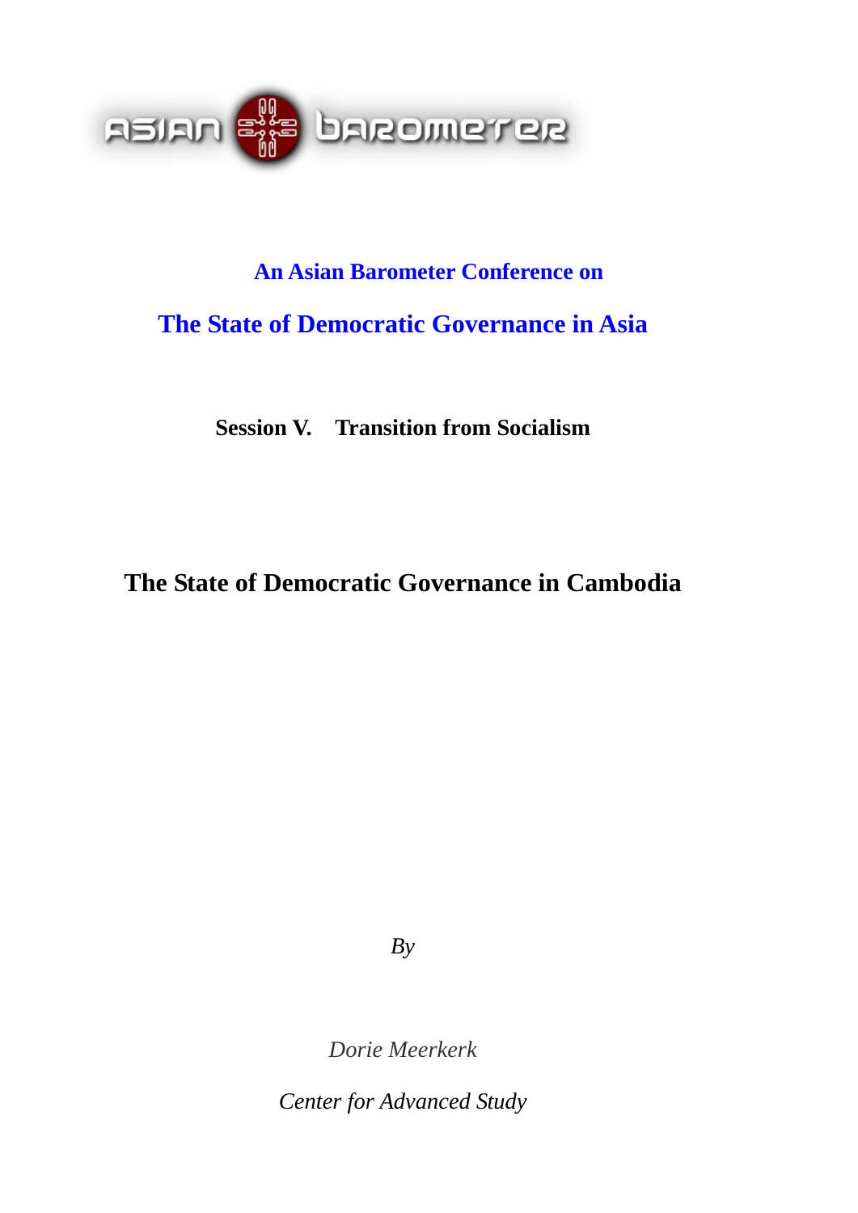ASIAN BAROMETER

**An Asian Barometer Conference on**

## The State of Democratic Governance in Asia

**Session V. Transition from Socialism**

# The State of Democratic Governance in Cambodia

*By*

*Dorie Meerkerk*

*Center for Advanced Study*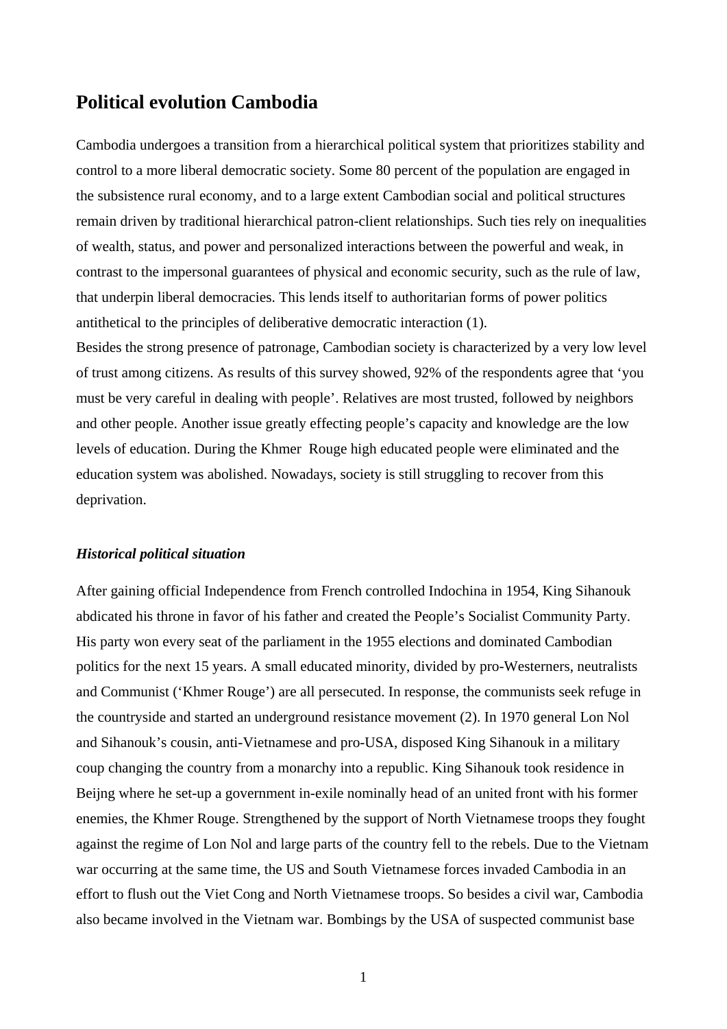## Political evolution Cambodia

Cambodia undergoes a transition from a hierarchical political system that prioritizes stability and control to a more liberal democratic society. Some 80 percent of the population are engaged in the subsistence rural economy, and to a large extent Cambodian social and political structures remain driven by traditional hierarchical patron-client relationships. Such ties rely on inequalities of wealth, status, and power and personalized interactions between the powerful and weak, in contrast to the impersonal guarantees of physical and economic security, such as the rule of law, that underpin liberal democracies. This lends itself to authoritarian forms of power politics antithetical to the principles of deliberative democratic interaction (1).
Besides the strong presence of patronage, Cambodian society is characterized by a very low level of trust among citizens. As results of this survey showed, 92% of the respondents agree that 'you must be very careful in dealing with people'. Relatives are most trusted, followed by neighbors and other people. Another issue greatly effecting people's capacity and knowledge are the low levels of education. During the Khmer Rouge high educated people were eliminated and the education system was abolished. Nowadays, society is still struggling to recover from this deprivation.

### *Historical political situation*

After gaining official Independence from French controlled Indochina in 1954, King Sihanouk abdicated his throne in favor of his father and created the People's Socialist Community Party. His party won every seat of the parliament in the 1955 elections and dominated Cambodian politics for the next 15 years. A small educated minority, divided by pro-Westerners, neutralists and Communist ('Khmer Rouge') are all persecuted. In response, the communists seek refuge in the countryside and started an underground resistance movement (2). In 1970 general Lon Nol and Sihanouk's cousin, anti-Vietnamese and pro-USA, disposed King Sihanouk in a military coup changing the country from a monarchy into a republic. King Sihanouk took residence in Beijng where he set-up a government in-exile nominally head of an united front with his former enemies, the Khmer Rouge. Strengthened by the support of North Vietnamese troops they fought against the regime of Lon Nol and large parts of the country fell to the rebels. Due to the Vietnam war occurring at the same time, the US and South Vietnamese forces invaded Cambodia in an effort to flush out the Viet Cong and North Vietnamese troops. So besides a civil war, Cambodia also became involved in the Vietnam war. Bombings by the USA of suspected communist base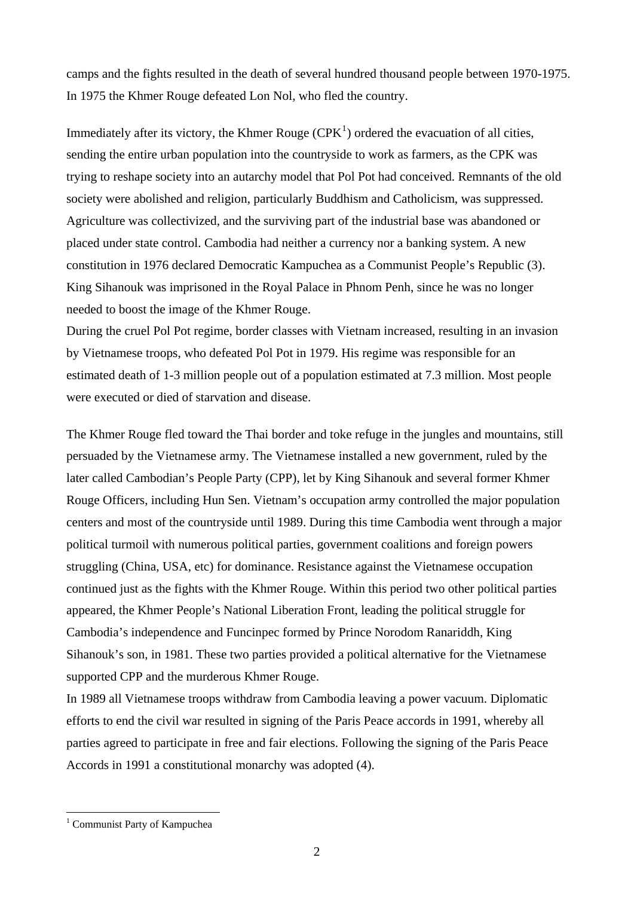camps and the fights resulted in the death of several hundred thousand people between 1970-1975. In 1975 the Khmer Rouge defeated Lon Nol, who fled the country.

Immediately after its victory, the Khmer Rouge (CPK[1]) ordered the evacuation of all cities, sending the entire urban population into the countryside to work as farmers, as the CPK was trying to reshape society into an autarchy model that Pol Pot had conceived. Remnants of the old society were abolished and religion, particularly Buddhism and Catholicism, was suppressed. Agriculture was collectivized, and the surviving part of the industrial base was abandoned or placed under state control. Cambodia had neither a currency nor a banking system. A new constitution in 1976 declared Democratic Kampuchea as a Communist People's Republic (3). King Sihanouk was imprisoned in the Royal Palace in Phnom Penh, since he was no longer needed to boost the image of the Khmer Rouge.

During the cruel Pol Pot regime, border classes with Vietnam increased, resulting in an invasion by Vietnamese troops, who defeated Pol Pot in 1979. His regime was responsible for an estimated death of 1-3 million people out of a population estimated at 7.3 million. Most people were executed or died of starvation and disease.

The Khmer Rouge fled toward the Thai border and toke refuge in the jungles and mountains, still persuaded by the Vietnamese army. The Vietnamese installed a new government, ruled by the later called Cambodian's People Party (CPP), let by King Sihanouk and several former Khmer Rouge Officers, including Hun Sen. Vietnam's occupation army controlled the major population centers and most of the countryside until 1989. During this time Cambodia went through a major political turmoil with numerous political parties, government coalitions and foreign powers struggling (China, USA, etc) for dominance. Resistance against the Vietnamese occupation continued just as the fights with the Khmer Rouge. Within this period two other political parties appeared, the Khmer People's National Liberation Front, leading the political struggle for Cambodia's independence and Funcinpec formed by Prince Norodom Ranariddh, King Sihanouk's son, in 1981. These two parties provided a political alternative for the Vietnamese supported CPP and the murderous Khmer Rouge.

In 1989 all Vietnamese troops withdraw from Cambodia leaving a power vacuum. Diplomatic efforts to end the civil war resulted in signing of the Paris Peace accords in 1991, whereby all parties agreed to participate in free and fair elections. Following the signing of the Paris Peace Accords in 1991 a constitutional monarchy was adopted (4).

[1] Communist Party of Kampuchea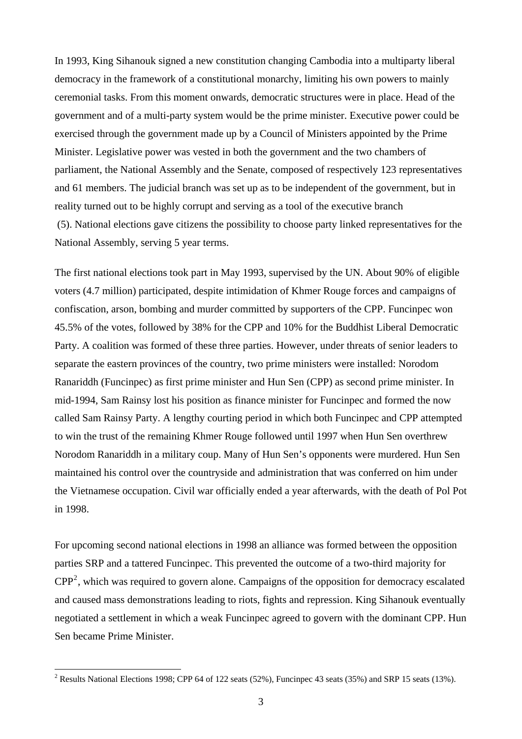In 1993, King Sihanouk signed a new constitution changing Cambodia into a multiparty liberal democracy in the framework of a constitutional monarchy, limiting his own powers to mainly ceremonial tasks. From this moment onwards, democratic structures were in place. Head of the government and of a multi-party system would be the prime minister. Executive power could be exercised through the government made up by a Council of Ministers appointed by the Prime Minister. Legislative power was vested in both the government and the two chambers of parliament, the National Assembly and the Senate, composed of respectively 123 representatives and 61 members. The judicial branch was set up as to be independent of the government, but in reality turned out to be highly corrupt and serving as a tool of the executive branch (5). National elections gave citizens the possibility to choose party linked representatives for the National Assembly, serving 5 year terms.

The first national elections took part in May 1993, supervised by the UN. About 90% of eligible voters (4.7 million) participated, despite intimidation of Khmer Rouge forces and campaigns of confiscation, arson, bombing and murder committed by supporters of the CPP. Funcinpec won 45.5% of the votes, followed by 38% for the CPP and 10% for the Buddhist Liberal Democratic Party. A coalition was formed of these three parties. However, under threats of senior leaders to separate the eastern provinces of the country, two prime ministers were installed: Norodom Ranariddh (Funcinpec) as first prime minister and Hun Sen (CPP) as second prime minister. In mid-1994, Sam Rainsy lost his position as finance minister for Funcinpec and formed the now called Sam Rainsy Party. A lengthy courting period in which both Funcinpec and CPP attempted to win the trust of the remaining Khmer Rouge followed until 1997 when Hun Sen overthrew Norodom Ranariddh in a military coup. Many of Hun Sen's opponents were murdered. Hun Sen maintained his control over the countryside and administration that was conferred on him under the Vietnamese occupation. Civil war officially ended a year afterwards, with the death of Pol Pot in 1998.

For upcoming second national elections in 1998 an alliance was formed between the opposition parties SRP and a tattered Funcinpec. This prevented the outcome of a two-third majority for CPP[2], which was required to govern alone. Campaigns of the opposition for democracy escalated and caused mass demonstrations leading to riots, fights and repression. King Sihanouk eventually negotiated a settlement in which a weak Funcinpec agreed to govern with the dominant CPP. Hun Sen became Prime Minister.

[2] Results National Elections 1998; CPP 64 of 122 seats (52%), Funcinpec 43 seats (35%) and SRP 15 seats (13%).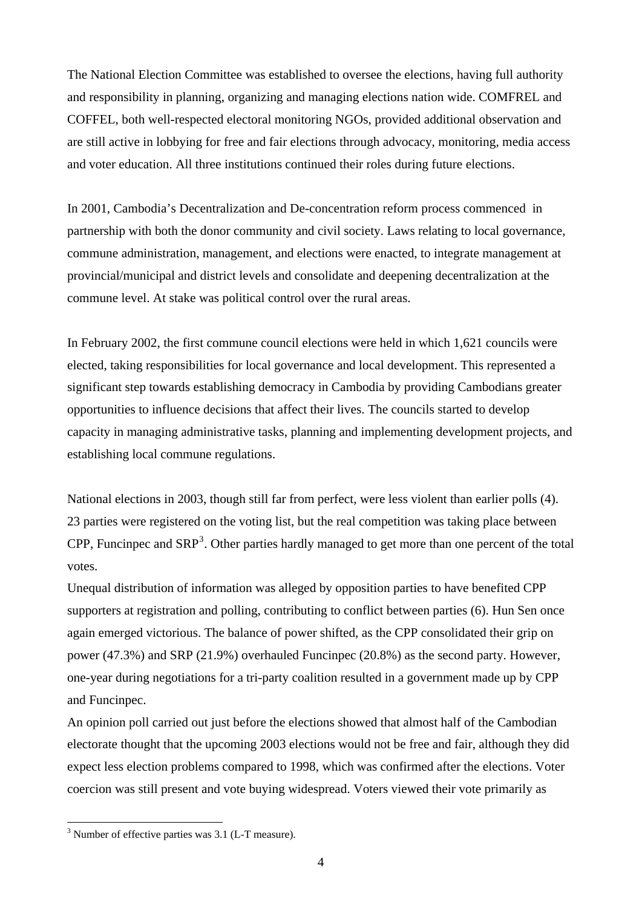The National Election Committee was established to oversee the elections, having full authority and responsibility in planning, organizing and managing elections nation wide. COMFREL and COFFEL, both well-respected electoral monitoring NGOs, provided additional observation and are still active in lobbying for free and fair elections through advocacy, monitoring, media access and voter education. All three institutions continued their roles during future elections.

In 2001, Cambodia's Decentralization and De-concentration reform process commenced in partnership with both the donor community and civil society. Laws relating to local governance, commune administration, management, and elections were enacted, to integrate management at provincial/municipal and district levels and consolidate and deepening decentralization at the commune level. At stake was political control over the rural areas.

In February 2002, the first commune council elections were held in which 1,621 councils were elected, taking responsibilities for local governance and local development. This represented a significant step towards establishing democracy in Cambodia by providing Cambodians greater opportunities to influence decisions that affect their lives. The councils started to develop capacity in managing administrative tasks, planning and implementing development projects, and establishing local commune regulations.

National elections in 2003, though still far from perfect, were less violent than earlier polls (4). 23 parties were registered on the voting list, but the real competition was taking place between CPP, Funcinpec and SRP[3]. Other parties hardly managed to get more than one percent of the total votes.

Unequal distribution of information was alleged by opposition parties to have benefited CPP supporters at registration and polling, contributing to conflict between parties (6). Hun Sen once again emerged victorious. The balance of power shifted, as the CPP consolidated their grip on power (47.3%) and SRP (21.9%) overhauled Funcinpec (20.8%) as the second party. However, one-year during negotiations for a tri-party coalition resulted in a government made up by CPP and Funcinpec.

An opinion poll carried out just before the elections showed that almost half of the Cambodian electorate thought that the upcoming 2003 elections would not be free and fair, although they did expect less election problems compared to 1998, which was confirmed after the elections. Voter coercion was still present and vote buying widespread. Voters viewed their vote primarily as

[3] Number of effective parties was 3.1 (L-T measure).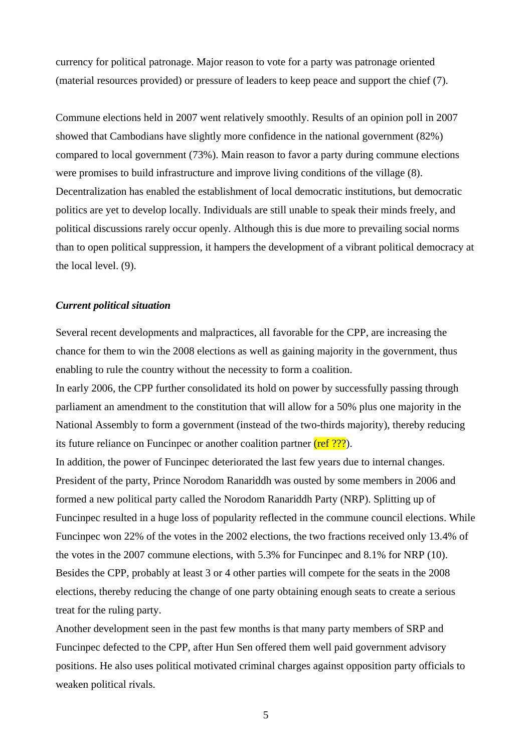currency for political patronage. Major reason to vote for a party was patronage oriented (material resources provided) or pressure of leaders to keep peace and support the chief (7).

Commune elections held in 2007 went relatively smoothly. Results of an opinion poll in 2007 showed that Cambodians have slightly more confidence in the national government (82%) compared to local government (73%). Main reason to favor a party during commune elections were promises to build infrastructure and improve living conditions of the village (8). Decentralization has enabled the establishment of local democratic institutions, but democratic politics are yet to develop locally. Individuals are still unable to speak their minds freely, and political discussions rarely occur openly. Although this is due more to prevailing social norms than to open political suppression, it hampers the development of a vibrant political democracy at the local level. (9).

***Current political situation***

Several recent developments and malpractices, all favorable for the CPP, are increasing the chance for them to win the 2008 elections as well as gaining majority in the government, thus enabling to rule the country without the necessity to form a coalition.

In early 2006, the CPP further consolidated its hold on power by successfully passing through parliament an amendment to the constitution that will allow for a 50% plus one majority in the National Assembly to form a government (instead of the two-thirds majority), thereby reducing its future reliance on Funcinpec or another coalition partner (ref ???).

In addition, the power of Funcinpec deteriorated the last few years due to internal changes. President of the party, Prince Norodom Ranariddh was ousted by some members in 2006 and formed a new political party called the Norodom Ranariddh Party (NRP). Splitting up of Funcinpec resulted in a huge loss of popularity reflected in the commune council elections. While Funcinpec won 22% of the votes in the 2002 elections, the two fractions received only 13.4% of the votes in the 2007 commune elections, with 5.3% for Funcinpec and 8.1% for NRP (10). Besides the CPP, probably at least 3 or 4 other parties will compete for the seats in the 2008 elections, thereby reducing the change of one party obtaining enough seats to create a serious treat for the ruling party.

Another development seen in the past few months is that many party members of SRP and Funcinpec defected to the CPP, after Hun Sen offered them well paid government advisory positions. He also uses political motivated criminal charges against opposition party officials to weaken political rivals.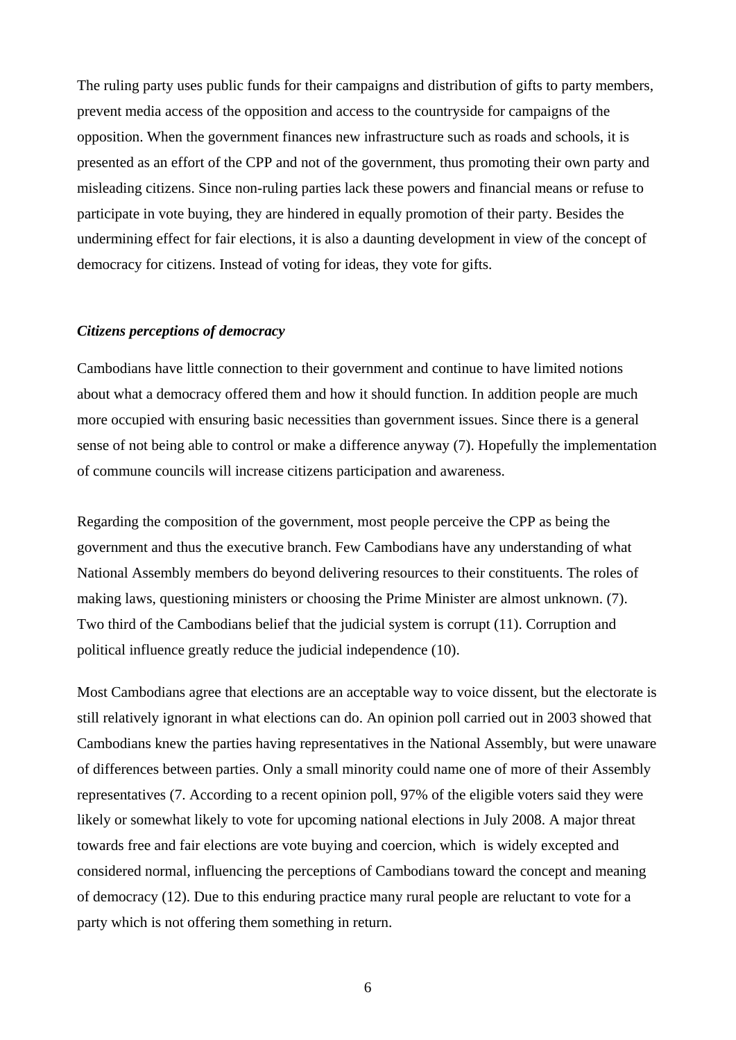The ruling party uses public funds for their campaigns and distribution of gifts to party members, prevent media access of the opposition and access to the countryside for campaigns of the opposition. When the government finances new infrastructure such as roads and schools, it is presented as an effort of the CPP and not of the government, thus promoting their own party and misleading citizens. Since non-ruling parties lack these powers and financial means or refuse to participate in vote buying, they are hindered in equally promotion of their party. Besides the undermining effect for fair elections, it is also a daunting development in view of the concept of democracy for citizens. Instead of voting for ideas, they vote for gifts.

### *Citizens perceptions of democracy*

Cambodians have little connection to their government and continue to have limited notions about what a democracy offered them and how it should function. In addition people are much more occupied with ensuring basic necessities than government issues. Since there is a general sense of not being able to control or make a difference anyway (7). Hopefully the implementation of commune councils will increase citizens participation and awareness.

Regarding the composition of the government, most people perceive the CPP as being the government and thus the executive branch. Few Cambodians have any understanding of what National Assembly members do beyond delivering resources to their constituents. The roles of making laws, questioning ministers or choosing the Prime Minister are almost unknown. (7). Two third of the Cambodians belief that the judicial system is corrupt (11). Corruption and political influence greatly reduce the judicial independence (10).

Most Cambodians agree that elections are an acceptable way to voice dissent, but the electorate is still relatively ignorant in what elections can do. An opinion poll carried out in 2003 showed that Cambodians knew the parties having representatives in the National Assembly, but were unaware of differences between parties. Only a small minority could name one of more of their Assembly representatives (7. According to a recent opinion poll, 97% of the eligible voters said they were likely or somewhat likely to vote for upcoming national elections in July 2008. A major threat towards free and fair elections are vote buying and coercion, which is widely excepted and considered normal, influencing the perceptions of Cambodians toward the concept and meaning of democracy (12). Due to this enduring practice many rural people are reluctant to vote for a party which is not offering them something in return.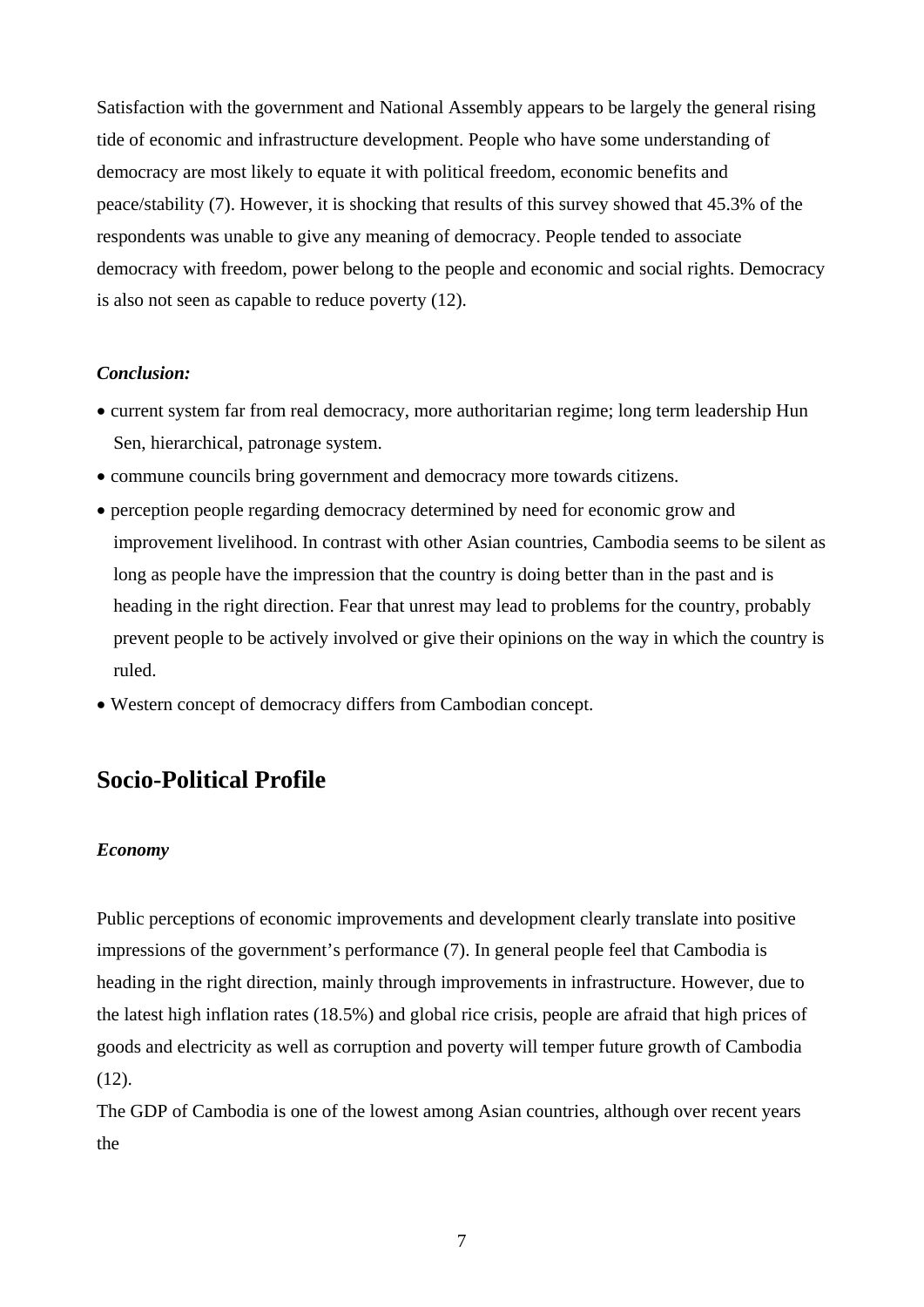Satisfaction with the government and National Assembly appears to be largely the general rising tide of economic and infrastructure development. People who have some understanding of democracy are most likely to equate it with political freedom, economic benefits and peace/stability (7). However, it is shocking that results of this survey showed that 45.3% of the respondents was unable to give any meaning of democracy. People tended to associate democracy with freedom, power belong to the people and economic and social rights. Democracy is also not seen as capable to reduce poverty (12).

***Conclusion:***

- current system far from real democracy, more authoritarian regime; long term leadership Hun Sen, hierarchical, patronage system.
- commune councils bring government and democracy more towards citizens.
- perception people regarding democracy determined by need for economic grow and improvement livelihood. In contrast with other Asian countries, Cambodia seems to be silent as long as people have the impression that the country is doing better than in the past and is heading in the right direction. Fear that unrest may lead to problems for the country, probably prevent people to be actively involved or give their opinions on the way in which the country is ruled.
- Western concept of democracy differs from Cambodian concept.

## Socio-Political Profile

***Economy***

Public perceptions of economic improvements and development clearly translate into positive impressions of the government's performance (7). In general people feel that Cambodia is heading in the right direction, mainly through improvements in infrastructure. However, due to the latest high inflation rates (18.5%) and global rice crisis, people are afraid that high prices of goods and electricity as well as corruption and poverty will temper future growth of Cambodia (12).

The GDP of Cambodia is one of the lowest among Asian countries, although over recent years the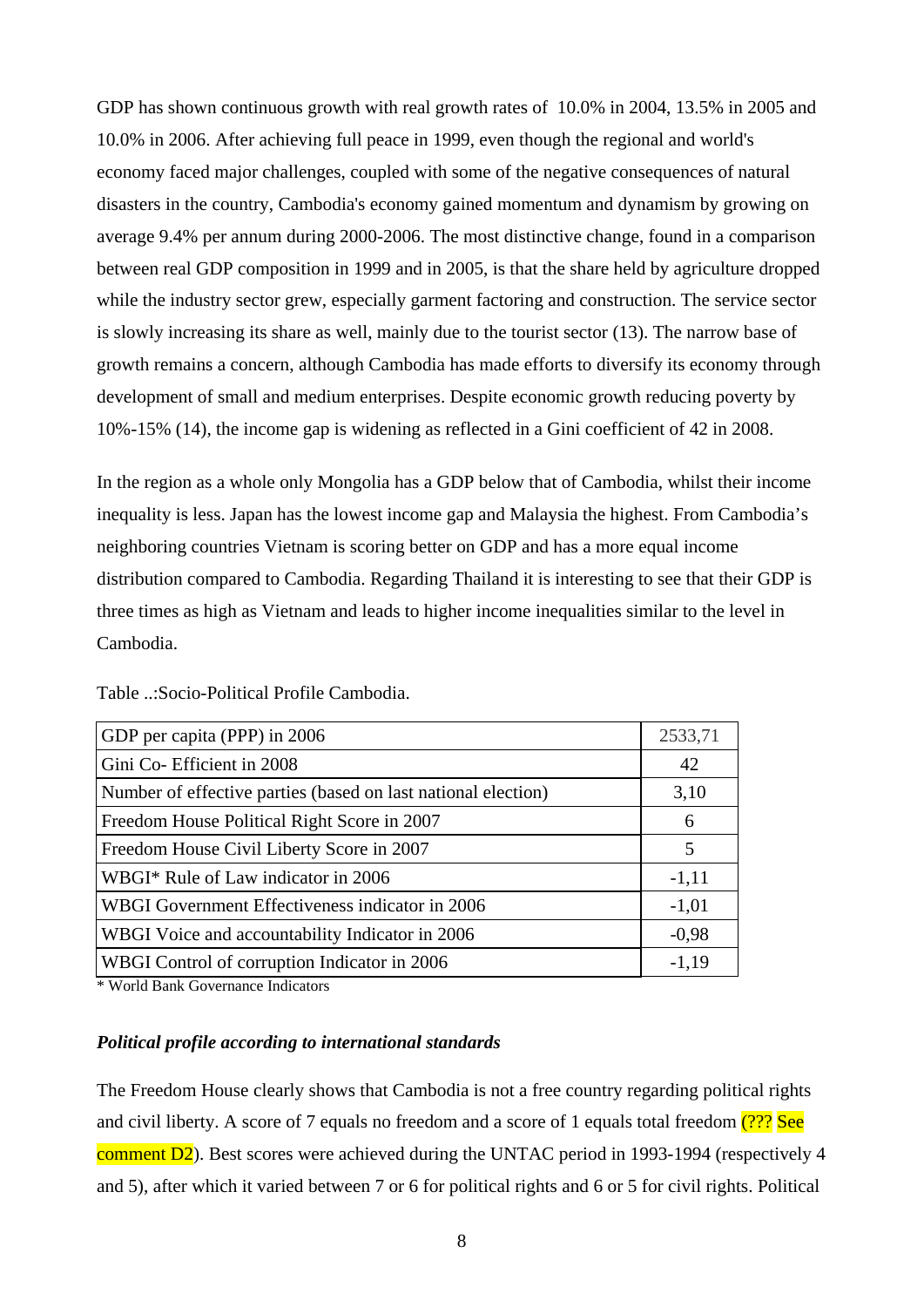GDP has shown continuous growth with real growth rates of 10.0% in 2004, 13.5% in 2005 and 10.0% in 2006. After achieving full peace in 1999, even though the regional and world's economy faced major challenges, coupled with some of the negative consequences of natural disasters in the country, Cambodia's economy gained momentum and dynamism by growing on average 9.4% per annum during 2000-2006. The most distinctive change, found in a comparison between real GDP composition in 1999 and in 2005, is that the share held by agriculture dropped while the industry sector grew, especially garment factoring and construction. The service sector is slowly increasing its share as well, mainly due to the tourist sector (13). The narrow base of growth remains a concern, although Cambodia has made efforts to diversify its economy through development of small and medium enterprises. Despite economic growth reducing poverty by 10%-15% (14), the income gap is widening as reflected in a Gini coefficient of 42 in 2008.

In the region as a whole only Mongolia has a GDP below that of Cambodia, whilst their income inequality is less. Japan has the lowest income gap and Malaysia the highest. From Cambodia's neighboring countries Vietnam is scoring better on GDP and has a more equal income distribution compared to Cambodia. Regarding Thailand it is interesting to see that their GDP is three times as high as Vietnam and leads to higher income inequalities similar to the level in Cambodia.

Table ..:Socio-Political Profile Cambodia.

| | |
|---|---|
| GDP per capita (PPP) in 2006 | 2533,71 |
| Gini Co- Efficient in 2008 | 42 |
| Number of effective parties (based on last national election) | 3,10 |
| Freedom House Political Right Score in 2007 | 6 |
| Freedom House Civil Liberty Score in 2007 | 5 |
| WBGI* Rule of Law indicator in 2006 | -1,11 |
| WBGI Government Effectiveness indicator in 2006 | -1,01 |
| WBGI Voice and accountability Indicator in 2006 | -0,98 |
| WBGI Control of corruption Indicator in 2006 | -1,19 |

* World Bank Governance Indicators

### *Political profile according to international standards*

The Freedom House clearly shows that Cambodia is not a free country regarding political rights and civil liberty. A score of 7 equals no freedom and a score of 1 equals total freedom (??? See comment D2). Best scores were achieved during the UNTAC period in 1993-1994 (respectively 4 and 5), after which it varied between 7 or 6 for political rights and 6 or 5 for civil rights. Political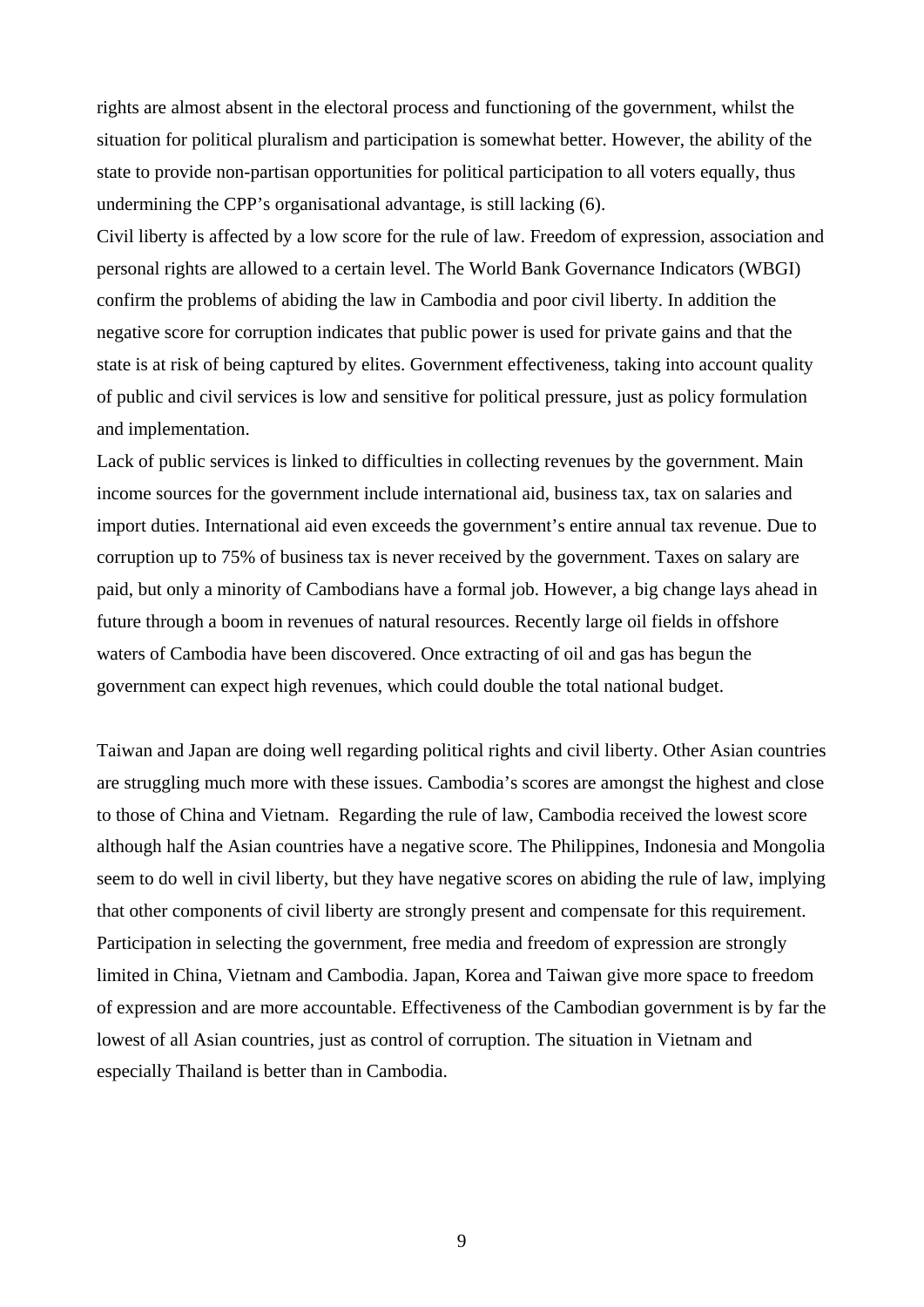rights are almost absent in the electoral process and functioning of the government, whilst the situation for political pluralism and participation is somewhat better. However, the ability of the state to provide non-partisan opportunities for political participation to all voters equally, thus undermining the CPP's organisational advantage, is still lacking (6).

Civil liberty is affected by a low score for the rule of law. Freedom of expression, association and personal rights are allowed to a certain level. The World Bank Governance Indicators (WBGI) confirm the problems of abiding the law in Cambodia and poor civil liberty. In addition the negative score for corruption indicates that public power is used for private gains and that the state is at risk of being captured by elites. Government effectiveness, taking into account quality of public and civil services is low and sensitive for political pressure, just as policy formulation and implementation.

Lack of public services is linked to difficulties in collecting revenues by the government. Main income sources for the government include international aid, business tax, tax on salaries and import duties. International aid even exceeds the government's entire annual tax revenue. Due to corruption up to 75% of business tax is never received by the government. Taxes on salary are paid, but only a minority of Cambodians have a formal job. However, a big change lays ahead in future through a boom in revenues of natural resources. Recently large oil fields in offshore waters of Cambodia have been discovered. Once extracting of oil and gas has begun the government can expect high revenues, which could double the total national budget.

Taiwan and Japan are doing well regarding political rights and civil liberty. Other Asian countries are struggling much more with these issues. Cambodia's scores are amongst the highest and close to those of China and Vietnam. Regarding the rule of law, Cambodia received the lowest score although half the Asian countries have a negative score. The Philippines, Indonesia and Mongolia seem to do well in civil liberty, but they have negative scores on abiding the rule of law, implying that other components of civil liberty are strongly present and compensate for this requirement. Participation in selecting the government, free media and freedom of expression are strongly limited in China, Vietnam and Cambodia. Japan, Korea and Taiwan give more space to freedom of expression and are more accountable. Effectiveness of the Cambodian government is by far the lowest of all Asian countries, just as control of corruption. The situation in Vietnam and especially Thailand is better than in Cambodia.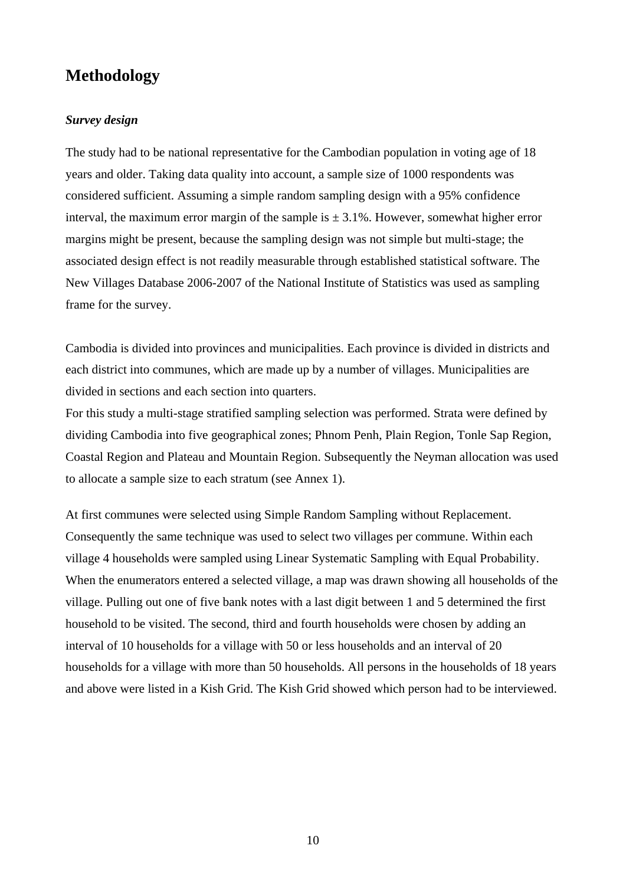## Methodology

### *Survey design*

The study had to be national representative for the Cambodian population in voting age of 18 years and older. Taking data quality into account, a sample size of 1000 respondents was considered sufficient. Assuming a simple random sampling design with a 95% confidence interval, the maximum error margin of the sample is ± 3.1%. However, somewhat higher error margins might be present, because the sampling design was not simple but multi-stage; the associated design effect is not readily measurable through established statistical software. The New Villages Database 2006-2007 of the National Institute of Statistics was used as sampling frame for the survey.

Cambodia is divided into provinces and municipalities. Each province is divided in districts and each district into communes, which are made up by a number of villages. Municipalities are divided in sections and each section into quarters.
For this study a multi-stage stratified sampling selection was performed. Strata were defined by dividing Cambodia into five geographical zones; Phnom Penh, Plain Region, Tonle Sap Region, Coastal Region and Plateau and Mountain Region. Subsequently the Neyman allocation was used to allocate a sample size to each stratum (see Annex 1).

At first communes were selected using Simple Random Sampling without Replacement. Consequently the same technique was used to select two villages per commune. Within each village 4 households were sampled using Linear Systematic Sampling with Equal Probability. When the enumerators entered a selected village, a map was drawn showing all households of the village. Pulling out one of five bank notes with a last digit between 1 and 5 determined the first household to be visited. The second, third and fourth households were chosen by adding an interval of 10 households for a village with 50 or less households and an interval of 20 households for a village with more than 50 households. All persons in the households of 18 years and above were listed in a Kish Grid. The Kish Grid showed which person had to be interviewed.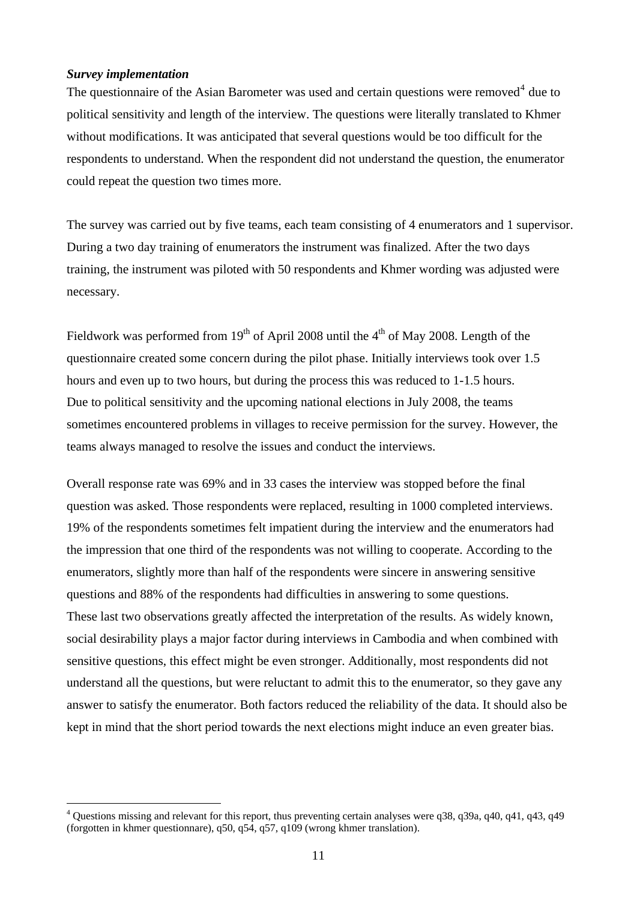***Survey implementation***

The questionnaire of the Asian Barometer was used and certain questions were removed[4] due to political sensitivity and length of the interview. The questions were literally translated to Khmer without modifications. It was anticipated that several questions would be too difficult for the respondents to understand. When the respondent did not understand the question, the enumerator could repeat the question two times more.

The survey was carried out by five teams, each team consisting of 4 enumerators and 1 supervisor. During a two day training of enumerators the instrument was finalized. After the two days training, the instrument was piloted with 50 respondents and Khmer wording was adjusted were necessary.

Fieldwork was performed from 19th of April 2008 until the 4th of May 2008. Length of the questionnaire created some concern during the pilot phase. Initially interviews took over 1.5 hours and even up to two hours, but during the process this was reduced to 1-1.5 hours. Due to political sensitivity and the upcoming national elections in July 2008, the teams sometimes encountered problems in villages to receive permission for the survey. However, the teams always managed to resolve the issues and conduct the interviews.

Overall response rate was 69% and in 33 cases the interview was stopped before the final question was asked. Those respondents were replaced, resulting in 1000 completed interviews. 19% of the respondents sometimes felt impatient during the interview and the enumerators had the impression that one third of the respondents was not willing to cooperate. According to the enumerators, slightly more than half of the respondents were sincere in answering sensitive questions and 88% of the respondents had difficulties in answering to some questions. These last two observations greatly affected the interpretation of the results. As widely known, social desirability plays a major factor during interviews in Cambodia and when combined with sensitive questions, this effect might be even stronger. Additionally, most respondents did not understand all the questions, but were reluctant to admit this to the enumerator, so they gave any answer to satisfy the enumerator. Both factors reduced the reliability of the data. It should also be kept in mind that the short period towards the next elections might induce an even greater bias.

[4] Questions missing and relevant for this report, thus preventing certain analyses were q38, q39a, q40, q41, q43, q49 (forgotten in khmer questionnare), q50, q54, q57, q109 (wrong khmer translation).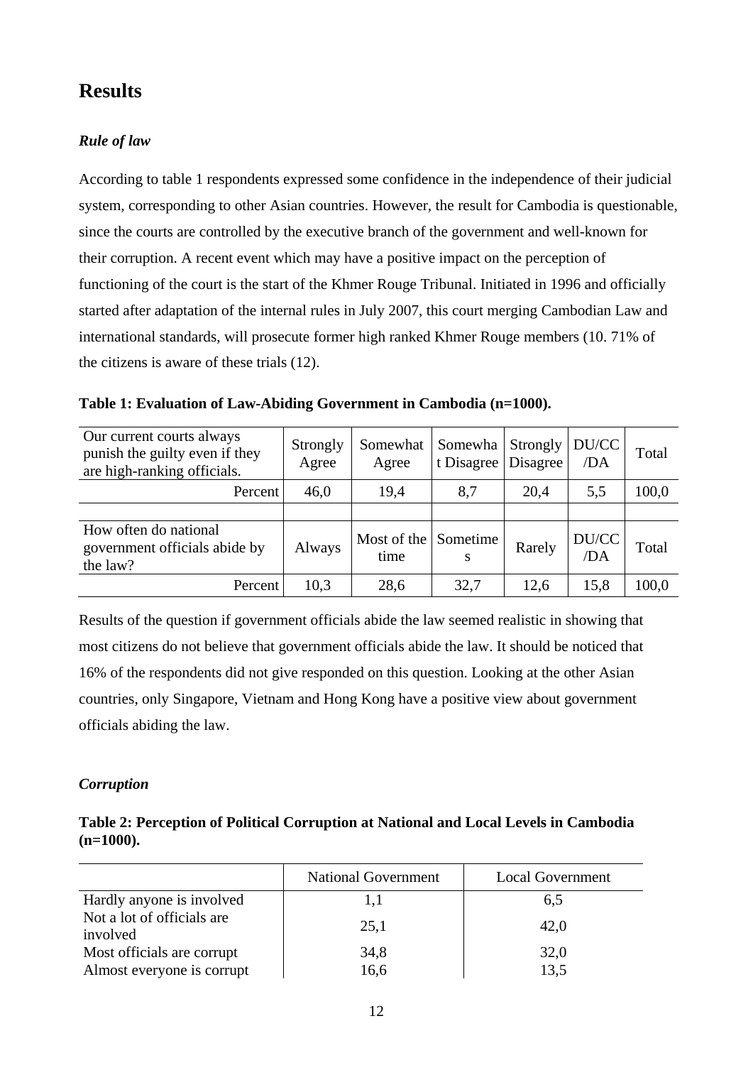## Results

### *Rule of law*

According to table 1 respondents expressed some confidence in the independence of their judicial system, corresponding to other Asian countries. However, the result for Cambodia is questionable, since the courts are controlled by the executive branch of the government and well-known for their corruption. A recent event which may have a positive impact on the perception of functioning of the court is the start of the Khmer Rouge Tribunal. Initiated in 1996 and officially started after adaptation of the internal rules in July 2007, this court merging Cambodian Law and international standards, will prosecute former high ranked Khmer Rouge members (10. 71% of the citizens is aware of these trials (12).

**Table 1: Evaluation of Law-Abiding Government in Cambodia (n=1000).**

| Our current courts always punish the guilty even if they are high-ranking officials. | Strongly Agree | Somewhat Agree | Somewhat Disagree | Strongly Disagree | DU/CC /DA | Total |
|---|---|---|---|---|---|---|
| Percent | 46,0 | 19,4 | 8,7 | 20,4 | 5,5 | 100,0 |
| | | | | | | |
| **How often do national government officials abide by the law?** | **Always** | **Most of the time** | **Sometimes** | **Rarely** | **DU/CC /DA** | **Total** |
| Percent | 10,3 | 28,6 | 32,7 | 12,6 | 15,8 | 100,0 |

Results of the question if government officials abide the law seemed realistic in showing that most citizens do not believe that government officials abide the law. It should be noticed that 16% of the respondents did not give responded on this question. Looking at the other Asian countries, only Singapore, Vietnam and Hong Kong have a positive view about government officials abiding the law.

### *Corruption*

**Table 2: Perception of Political Corruption at National and Local Levels in Cambodia (n=1000).**

| | National Government | Local Government |
|---|---|---|
| Hardly anyone is involved | 1,1 | 6,5 |
| Not a lot of officials are involved | 25,1 | 42,0 |
| Most officials are corrupt | 34,8 | 32,0 |
| Almost everyone is corrupt | 16,6 | 13,5 |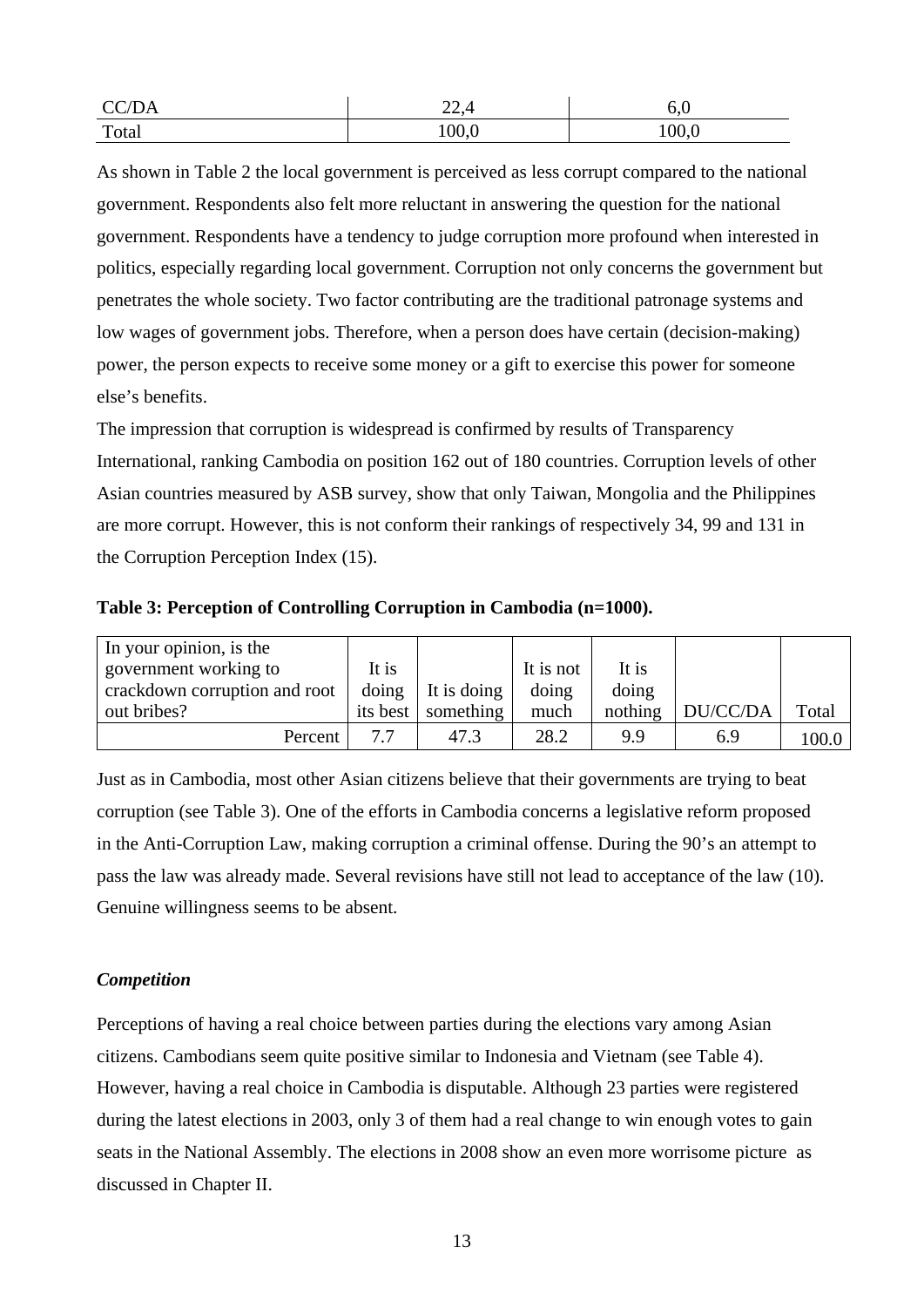| CC/DA | 22,4 | 6,0 |
|---|---|---|
| Total | 100,0 | 100,0 |

As shown in Table 2 the local government is perceived as less corrupt compared to the national government. Respondents also felt more reluctant in answering the question for the national government. Respondents have a tendency to judge corruption more profound when interested in politics, especially regarding local government. Corruption not only concerns the government but penetrates the whole society. Two factor contributing are the traditional patronage systems and low wages of government jobs. Therefore, when a person does have certain (decision-making) power, the person expects to receive some money or a gift to exercise this power for someone else's benefits.

The impression that corruption is widespread is confirmed by results of Transparency International, ranking Cambodia on position 162 out of 180 countries. Corruption levels of other Asian countries measured by ASB survey, show that only Taiwan, Mongolia and the Philippines are more corrupt. However, this is not conform their rankings of respectively 34, 99 and 131 in the Corruption Perception Index (15).

**Table 3: Perception of Controlling Corruption in Cambodia (n=1000).**

| In your opinion, is the government working to crackdown corruption and root out bribes? | It is doing its best | It is doing something | It is not doing much | It is doing nothing | DU/CC/DA | Total |
|---|---|---|---|---|---|---|
| Percent | 7.7 | 47.3 | 28.2 | 9.9 | 6.9 | 100.0 |

Just as in Cambodia, most other Asian citizens believe that their governments are trying to beat corruption (see Table 3). One of the efforts in Cambodia concerns a legislative reform proposed in the Anti-Corruption Law, making corruption a criminal offense. During the 90's an attempt to pass the law was already made. Several revisions have still not lead to acceptance of the law (10). Genuine willingness seems to be absent.

***Competition***

Perceptions of having a real choice between parties during the elections vary among Asian citizens. Cambodians seem quite positive similar to Indonesia and Vietnam (see Table 4). However, having a real choice in Cambodia is disputable. Although 23 parties were registered during the latest elections in 2003, only 3 of them had a real change to win enough votes to gain seats in the National Assembly. The elections in 2008 show an even more worrisome picture as discussed in Chapter II.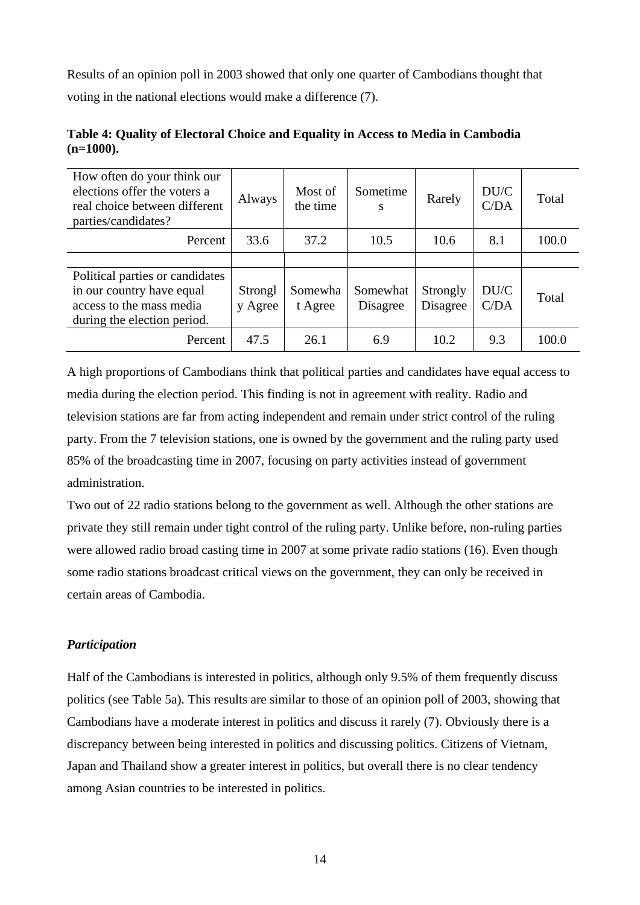Results of an opinion poll in 2003 showed that only one quarter of Cambodians thought that voting in the national elections would make a difference (7).

**Table 4: Quality of Electoral Choice and Equality in Access to Media in Cambodia (n=1000).**

| How often do your think our elections offer the voters a real choice between different parties/candidates? | Always | Most of the time | Sometimes | Rarely | DU/CC/DA | Total |
|---|---|---|---|---|---|---|
| Percent | 33.6 | 37.2 | 10.5 | 10.6 | 8.1 | 100.0 |
| | | | | | | |
| **Political parties or candidates in our country have equal access to the mass media during the election period.** | **Strongly Agree** | **Somewhat Agree** | **Somewhat Disagree** | **Strongly Disagree** | **DU/CC/DA** | **Total** |
| Percent | 47.5 | 26.1 | 6.9 | 10.2 | 9.3 | 100.0 |

A high proportions of Cambodians think that political parties and candidates have equal access to media during the election period. This finding is not in agreement with reality. Radio and television stations are far from acting independent and remain under strict control of the ruling party. From the 7 television stations, one is owned by the government and the ruling party used 85% of the broadcasting time in 2007, focusing on party activities instead of government administration.

Two out of 22 radio stations belong to the government as well. Although the other stations are private they still remain under tight control of the ruling party. Unlike before, non-ruling parties were allowed radio broad casting time in 2007 at some private radio stations (16). Even though some radio stations broadcast critical views on the government, they can only be received in certain areas of Cambodia.

***Participation***

Half of the Cambodians is interested in politics, although only 9.5% of them frequently discuss politics (see Table 5a). This results are similar to those of an opinion poll of 2003, showing that Cambodians have a moderate interest in politics and discuss it rarely (7). Obviously there is a discrepancy between being interested in politics and discussing politics. Citizens of Vietnam, Japan and Thailand show a greater interest in politics, but overall there is no clear tendency among Asian countries to be interested in politics.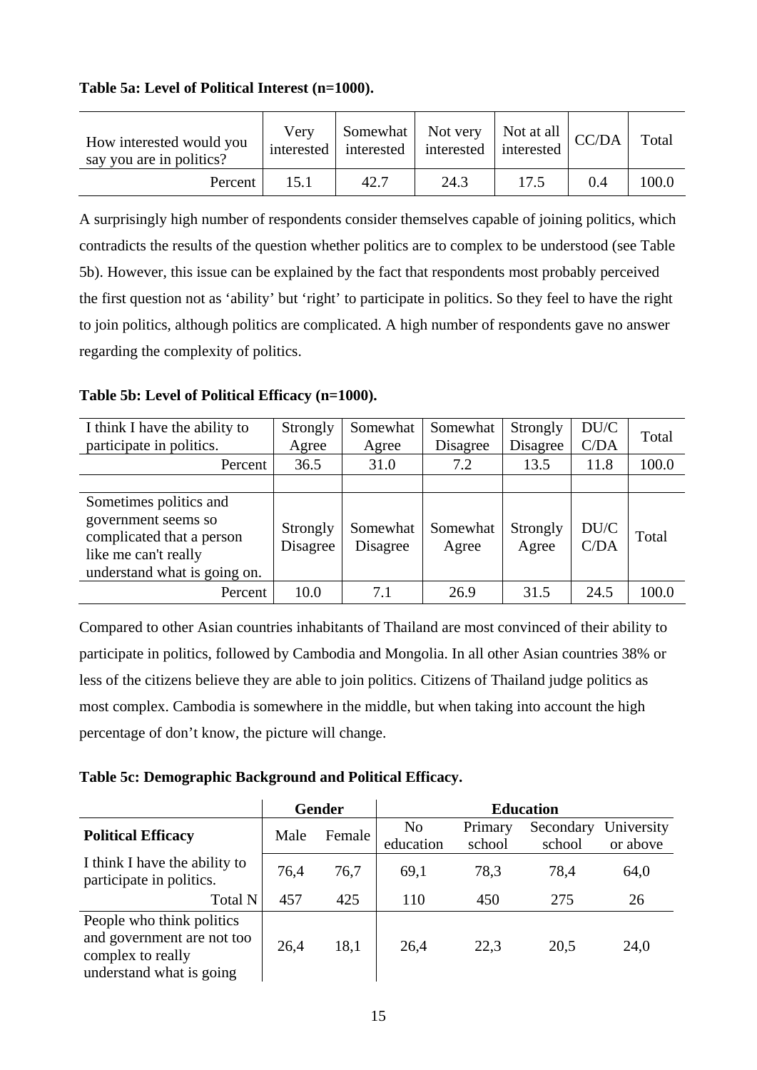**Table 5a: Level of Political Interest (n=1000).**

| How interested would you say you are in politics? | Very interested | Somewhat interested | Not very interested | Not at all interested | CC/DA | Total |
|---|---|---|---|---|---|---|
| Percent | 15.1 | 42.7 | 24.3 | 17.5 | 0.4 | 100.0 |

A surprisingly high number of respondents consider themselves capable of joining politics, which contradicts the results of the question whether politics are to complex to be understood (see Table 5b). However, this issue can be explained by the fact that respondents most probably perceived the first question not as 'ability' but 'right' to participate in politics. So they feel to have the right to join politics, although politics are complicated. A high number of respondents gave no answer regarding the complexity of politics.

**Table 5b: Level of Political Efficacy (n=1000).**

| I think I have the ability to participate in politics. | Strongly Agree | Somewhat Agree | Somewhat Disagree | Strongly Disagree | DU/C C/DA | Total |
|---|---|---|---|---|---|---|
| Percent | 36.5 | 31.0 | 7.2 | 13.5 | 11.8 | 100.0 |
| | | | | | | |
| Sometimes politics and government seems so complicated that a person like me can't really understand what is going on. | Strongly Disagree | Somewhat Disagree | Somewhat Agree | Strongly Agree | DU/C C/DA | Total |
| Percent | 10.0 | 7.1 | 26.9 | 31.5 | 24.5 | 100.0 |

Compared to other Asian countries inhabitants of Thailand are most convinced of their ability to participate in politics, followed by Cambodia and Mongolia. In all other Asian countries 38% or less of the citizens believe they are able to join politics. Citizens of Thailand judge politics as most complex. Cambodia is somewhere in the middle, but when taking into account the high percentage of don't know, the picture will change.

**Table 5c: Demographic Background and Political Efficacy.**

| | Gender | | Education | | | |
|---|---|---|---|---|---|---|
| **Political Efficacy** | Male | Female | No education | Primary school | Secondary school | University or above |
| I think I have the ability to participate in politics. | 76,4 | 76,7 | 69,1 | 78,3 | 78,4 | 64,0 |
| Total N | 457 | 425 | 110 | 450 | 275 | 26 |
| People who think politics and government are not too complex to really understand what is going | 26,4 | 18,1 | 26,4 | 22,3 | 20,5 | 24,0 |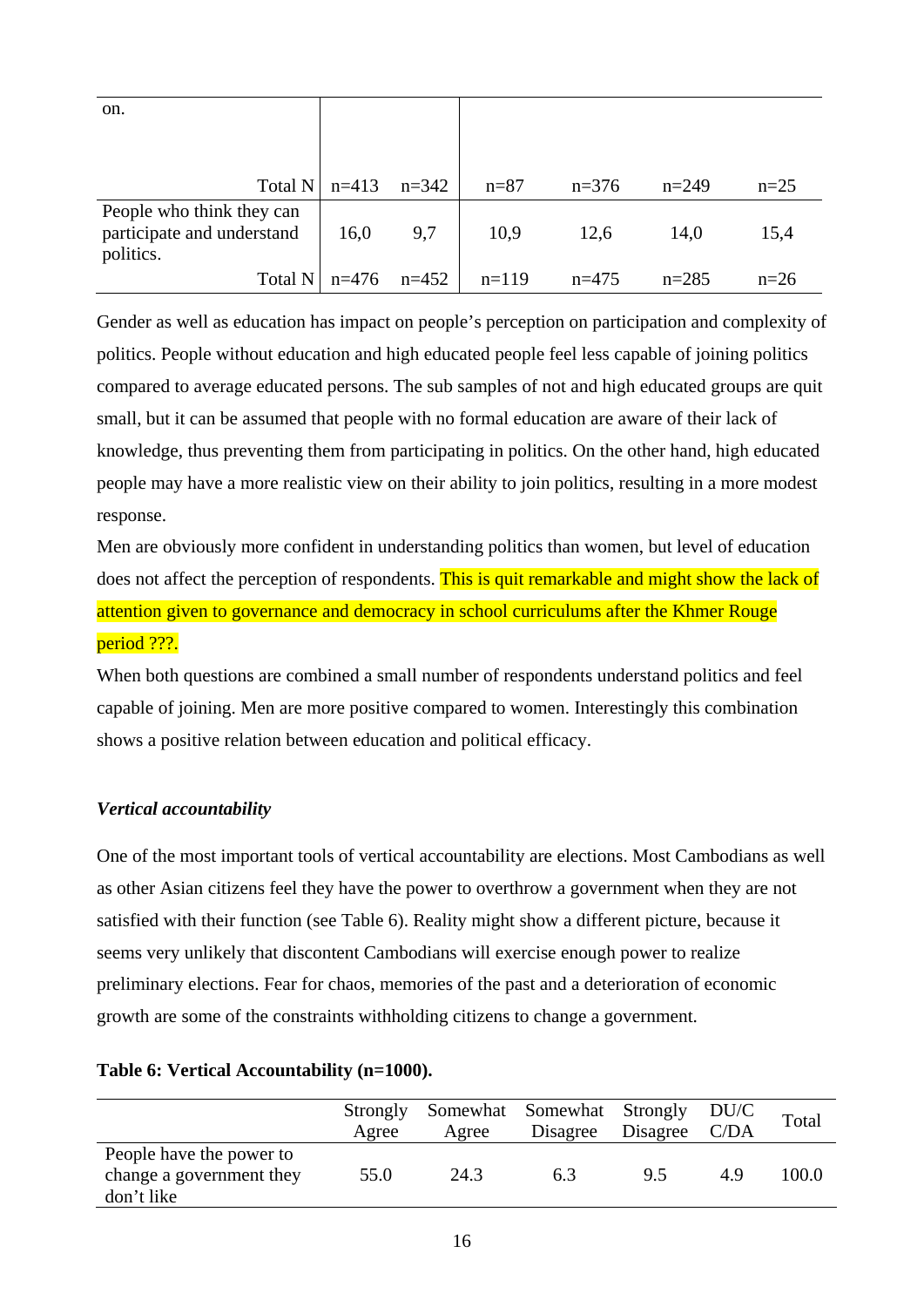| on. | | | | | | |
|---|---|---|---|---|---|---|
| Total N | n=413 | n=342 | n=87 | n=376 | n=249 | n=25 |
| People who think they can participate and understand politics. | 16,0 | 9,7 | 10,9 | 12,6 | 14,0 | 15,4 |
| Total N | n=476 | n=452 | n=119 | n=475 | n=285 | n=26 |

Gender as well as education has impact on people's perception on participation and complexity of politics. People without education and high educated people feel less capable of joining politics compared to average educated persons. The sub samples of not and high educated groups are quit small, but it can be assumed that people with no formal education are aware of their lack of knowledge, thus preventing them from participating in politics. On the other hand, high educated people may have a more realistic view on their ability to join politics, resulting in a more modest response.

Men are obviously more confident in understanding politics than women, but level of education does not affect the perception of respondents. This is quit remarkable and might show the lack of attention given to governance and democracy in school curriculums after the Khmer Rouge period ???.

When both questions are combined a small number of respondents understand politics and feel capable of joining. Men are more positive compared to women. Interestingly this combination shows a positive relation between education and political efficacy.

***Vertical accountability***

One of the most important tools of vertical accountability are elections. Most Cambodians as well as other Asian citizens feel they have the power to overthrow a government when they are not satisfied with their function (see Table 6). Reality might show a different picture, because it seems very unlikely that discontent Cambodians will exercise enough power to realize preliminary elections. Fear for chaos, memories of the past and a deterioration of economic growth are some of the constraints withholding citizens to change a government.

**Table 6: Vertical Accountability (n=1000).**

| | Strongly Agree | Somewhat Agree | Somewhat Disagree | Strongly Disagree | DU/C C/DA | Total |
|---|---|---|---|---|---|---|
| People have the power to change a government they don't like | 55.0 | 24.3 | 6.3 | 9.5 | 4.9 | 100.0 |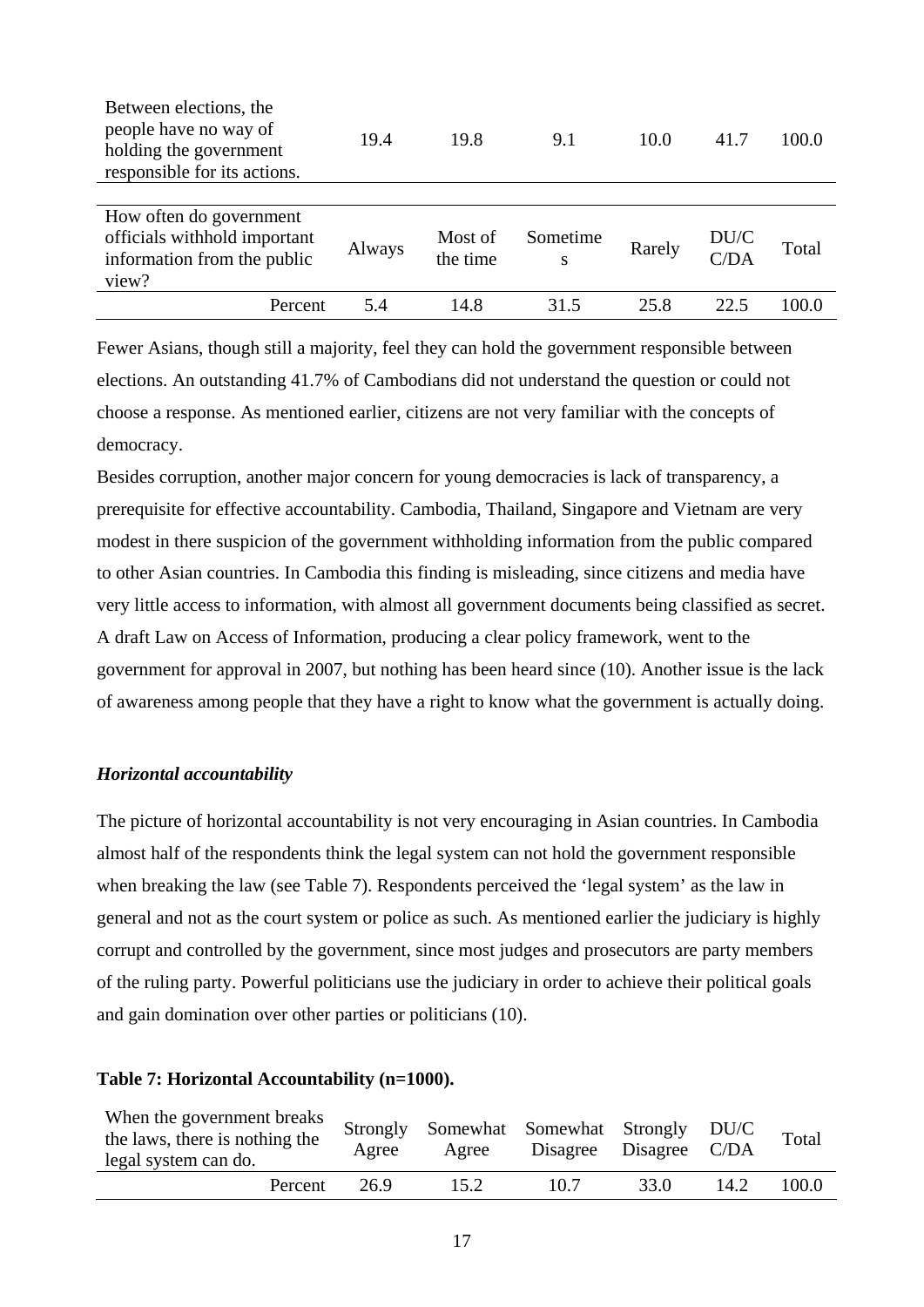| Between elections, the people have no way of holding the government responsible for its actions. | 19.4 | 19.8 | 9.1 | 10.0 | 41.7 | 100.0 |
|---|---|---|---|---|---|---|

| How often do government officials withhold important information from the public view? | Always | Most of the time | Sometimes | Rarely | DU/C C/DA | Total |
|---|---|---|---|---|---|---|
| Percent | 5.4 | 14.8 | 31.5 | 25.8 | 22.5 | 100.0 |

Fewer Asians, though still a majority, feel they can hold the government responsible between elections. An outstanding 41.7% of Cambodians did not understand the question or could not choose a response. As mentioned earlier, citizens are not very familiar with the concepts of democracy.

Besides corruption, another major concern for young democracies is lack of transparency, a prerequisite for effective accountability. Cambodia, Thailand, Singapore and Vietnam are very modest in there suspicion of the government withholding information from the public compared to other Asian countries. In Cambodia this finding is misleading, since citizens and media have very little access to information, with almost all government documents being classified as secret. A draft Law on Access of Information, producing a clear policy framework, went to the government for approval in 2007, but nothing has been heard since (10). Another issue is the lack of awareness among people that they have a right to know what the government is actually doing.

### *Horizontal accountability*

The picture of horizontal accountability is not very encouraging in Asian countries. In Cambodia almost half of the respondents think the legal system can not hold the government responsible when breaking the law (see Table 7). Respondents perceived the 'legal system' as the law in general and not as the court system or police as such. As mentioned earlier the judiciary is highly corrupt and controlled by the government, since most judges and prosecutors are party members of the ruling party. Powerful politicians use the judiciary in order to achieve their political goals and gain domination over other parties or politicians (10).

**Table 7: Horizontal Accountability (n=1000).**

| When the government breaks the laws, there is nothing the legal system can do. | Strongly Agree | Somewhat Agree | Somewhat Disagree | Strongly Disagree | DU/C C/DA | Total |
|---|---|---|---|---|---|---|
| Percent | 26.9 | 15.2 | 10.7 | 33.0 | 14.2 | 100.0 |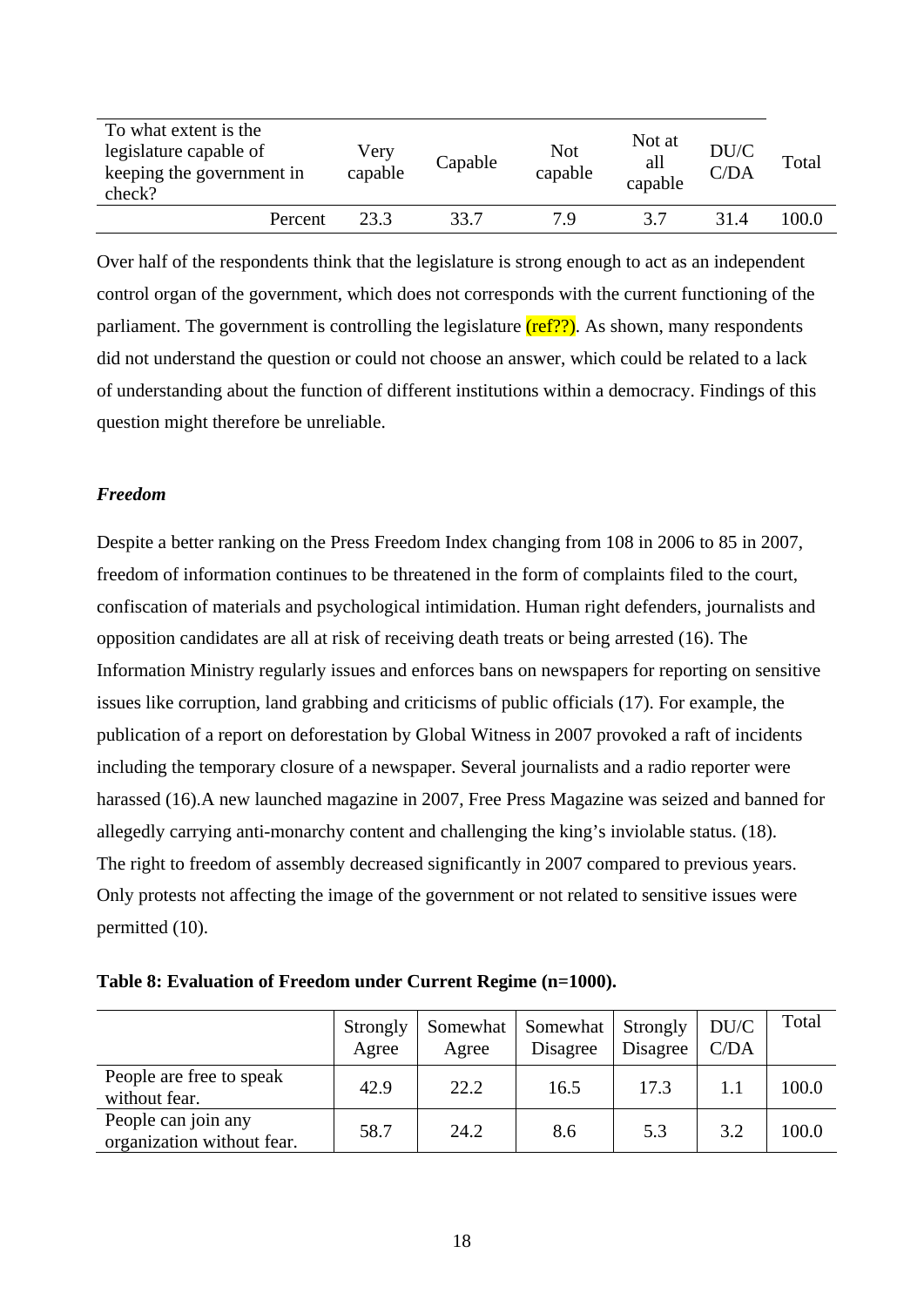| To what extent is the legislature capable of keeping the government in check? | Very capable | Capable | Not capable | Not at all capable | DU/C C/DA | Total |
|---|---|---|---|---|---|---|
| Percent | 23.3 | 33.7 | 7.9 | 3.7 | 31.4 | 100.0 |

Over half of the respondents think that the legislature is strong enough to act as an independent control organ of the government, which does not corresponds with the current functioning of the parliament. The government is controlling the legislature (ref??). As shown, many respondents did not understand the question or could not choose an answer, which could be related to a lack of understanding about the function of different institutions within a democracy. Findings of this question might therefore be unreliable.

***Freedom***

Despite a better ranking on the Press Freedom Index changing from 108 in 2006 to 85 in 2007, freedom of information continues to be threatened in the form of complaints filed to the court, confiscation of materials and psychological intimidation. Human right defenders, journalists and opposition candidates are all at risk of receiving death treats or being arrested (16). The Information Ministry regularly issues and enforces bans on newspapers for reporting on sensitive issues like corruption, land grabbing and criticisms of public officials (17). For example, the publication of a report on deforestation by Global Witness in 2007 provoked a raft of incidents including the temporary closure of a newspaper. Several journalists and a radio reporter were harassed (16).A new launched magazine in 2007, Free Press Magazine was seized and banned for allegedly carrying anti-monarchy content and challenging the king's inviolable status. (18).
The right to freedom of assembly decreased significantly in 2007 compared to previous years. Only protests not affecting the image of the government or not related to sensitive issues were permitted (10).

**Table 8: Evaluation of Freedom under Current Regime (n=1000).**

| | Strongly Agree | Somewhat Agree | Somewhat Disagree | Strongly Disagree | DU/C C/DA | Total |
|---|---|---|---|---|---|---|
| People are free to speak without fear. | 42.9 | 22.2 | 16.5 | 17.3 | 1.1 | 100.0 |
| People can join any organization without fear. | 58.7 | 24.2 | 8.6 | 5.3 | 3.2 | 100.0 |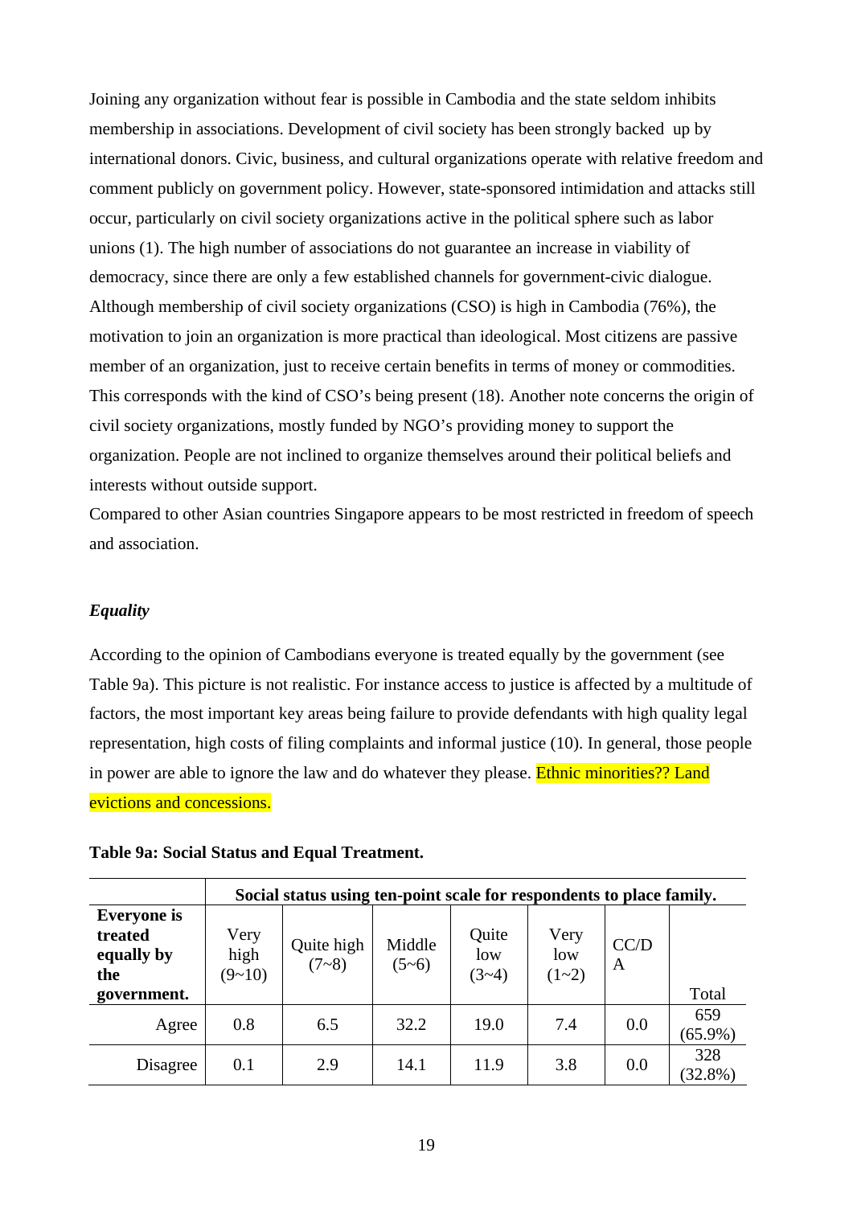Joining any organization without fear is possible in Cambodia and the state seldom inhibits membership in associations. Development of civil society has been strongly backed up by international donors. Civic, business, and cultural organizations operate with relative freedom and comment publicly on government policy. However, state-sponsored intimidation and attacks still occur, particularly on civil society organizations active in the political sphere such as labor unions (1). The high number of associations do not guarantee an increase in viability of democracy, since there are only a few established channels for government-civic dialogue. Although membership of civil society organizations (CSO) is high in Cambodia (76%), the motivation to join an organization is more practical than ideological. Most citizens are passive member of an organization, just to receive certain benefits in terms of money or commodities. This corresponds with the kind of CSO's being present (18). Another note concerns the origin of civil society organizations, mostly funded by NGO's providing money to support the organization. People are not inclined to organize themselves around their political beliefs and interests without outside support.

Compared to other Asian countries Singapore appears to be most restricted in freedom of speech and association.

### *Equality*

According to the opinion of Cambodians everyone is treated equally by the government (see Table 9a). This picture is not realistic. For instance access to justice is affected by a multitude of factors, the most important key areas being failure to provide defendants with high quality legal representation, high costs of filing complaints and informal justice (10). In general, those people in power are able to ignore the law and do whatever they please. Ethnic minorities?? Land evictions and concessions.

**Table 9a: Social Status and Equal Treatment.**

| | **Social status using ten-point scale for respondents to place family.** | | | | | | |
|---|---|---|---|---|---|---|---|
| **Everyone is treated equally by the government.** | Very high (9~10) | Quite high (7~8) | Middle (5~6) | Quite low (3~4) | Very low (1~2) | CC/DA | Total |
| Agree | 0.8 | 6.5 | 32.2 | 19.0 | 7.4 | 0.0 | 659 (65.9%) |
| Disagree | 0.1 | 2.9 | 14.1 | 11.9 | 3.8 | 0.0 | 328 (32.8%) |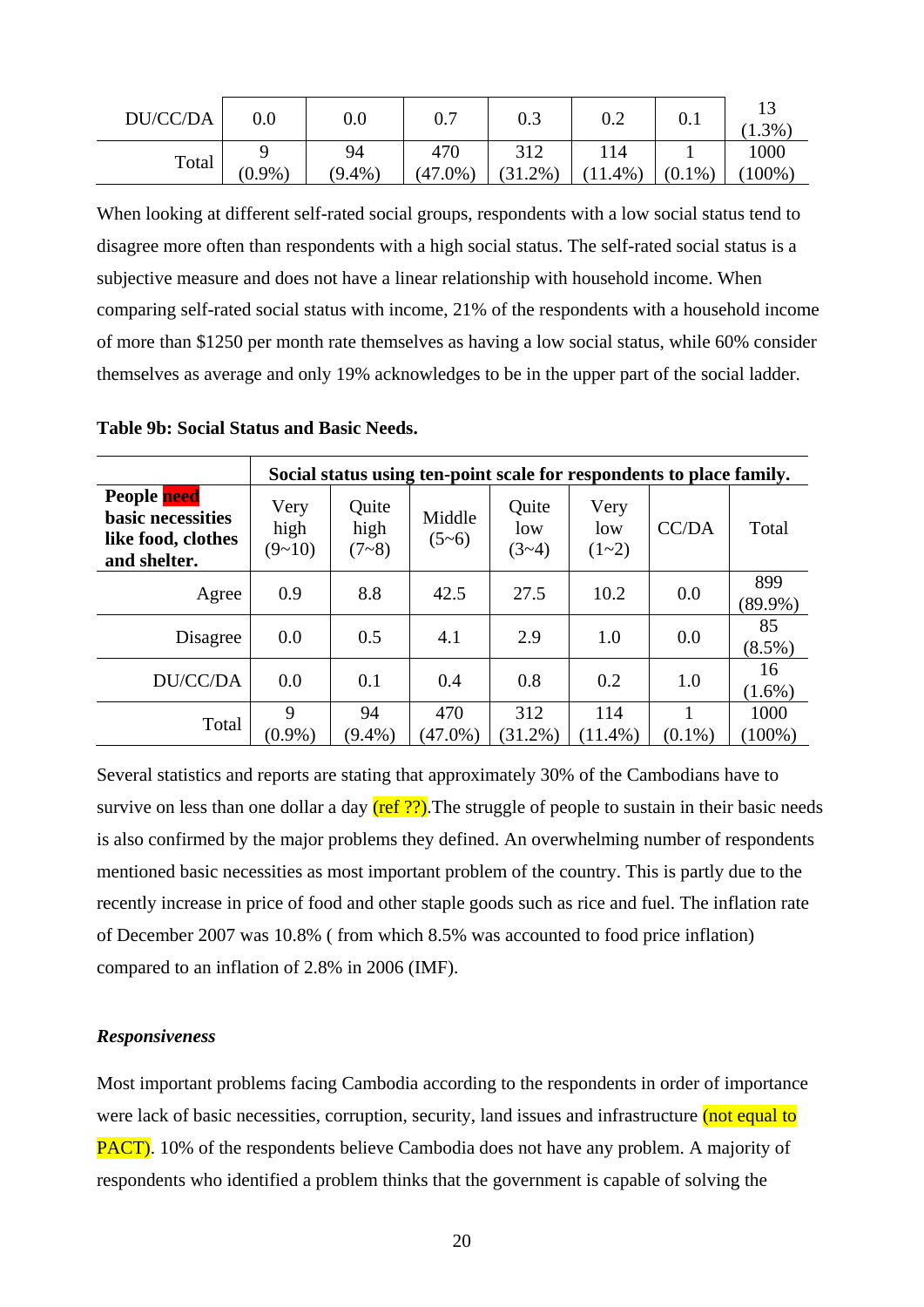| DU/CC/DA | 0.0 | 0.0 | 0.7 | 0.3 | 0.2 | 0.1 | 13 (1.3%) |
|---|---|---|---|---|---|---|---|
| Total | 9 (0.9%) | 94 (9.4%) | 470 (47.0%) | 312 (31.2%) | 114 (11.4%) | 1 (0.1%) | 1000 (100%) |

When looking at different self-rated social groups, respondents with a low social status tend to disagree more often than respondents with a high social status. The self-rated social status is a subjective measure and does not have a linear relationship with household income. When comparing self-rated social status with income, 21% of the respondents with a household income of more than $1250 per month rate themselves as having a low social status, while 60% consider themselves as average and only 19% acknowledges to be in the upper part of the social ladder.

**Table 9b: Social Status and Basic Needs.**

| | Social status using ten-point scale for respondents to place family. | | | | | | |
|---|---|---|---|---|---|---|---|
| **People need basic necessities like food, clothes and shelter.** | Very high (9~10) | Quite high (7~8) | Middle (5~6) | Quite low (3~4) | Very low (1~2) | CC/DA | Total |
| Agree | 0.9 | 8.8 | 42.5 | 27.5 | 10.2 | 0.0 | 899 (89.9%) |
| Disagree | 0.0 | 0.5 | 4.1 | 2.9 | 1.0 | 0.0 | 85 (8.5%) |
| DU/CC/DA | 0.0 | 0.1 | 0.4 | 0.8 | 0.2 | 1.0 | 16 (1.6%) |
| Total | 9 (0.9%) | 94 (9.4%) | 470 (47.0%) | 312 (31.2%) | 114 (11.4%) | 1 (0.1%) | 1000 (100%) |

Several statistics and reports are stating that approximately 30% of the Cambodians have to survive on less than one dollar a day (ref ??).The struggle of people to sustain in their basic needs is also confirmed by the major problems they defined. An overwhelming number of respondents mentioned basic necessities as most important problem of the country. This is partly due to the recently increase in price of food and other staple goods such as rice and fuel. The inflation rate of December 2007 was 10.8% ( from which 8.5% was accounted to food price inflation) compared to an inflation of 2.8% in 2006 (IMF).

***Responsiveness***

Most important problems facing Cambodia according to the respondents in order of importance were lack of basic necessities, corruption, security, land issues and infrastructure (not equal to PACT). 10% of the respondents believe Cambodia does not have any problem. A majority of respondents who identified a problem thinks that the government is capable of solving the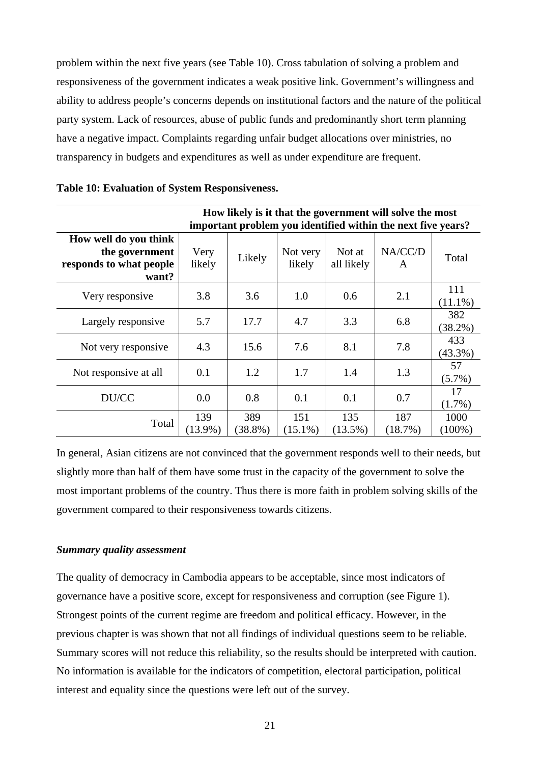problem within the next five years (see Table 10). Cross tabulation of solving a problem and responsiveness of the government indicates a weak positive link. Government's willingness and ability to address people's concerns depends on institutional factors and the nature of the political party system. Lack of resources, abuse of public funds and predominantly short term planning have a negative impact. Complaints regarding unfair budget allocations over ministries, no transparency in budgets and expenditures as well as under expenditure are frequent.

**Table 10: Evaluation of System Responsiveness.**

| | **How likely is it that the government will solve the most important problem you identified within the next five years?** | | | | | |
|---|---|---|---|---|---|---|
| **How well do you think the government responds to what people want?** | Very likely | Likely | Not very likely | Not at all likely | NA/CC/DA | Total |
| Very responsive | 3.8 | 3.6 | 1.0 | 0.6 | 2.1 | 111 (11.1%) |
| Largely responsive | 5.7 | 17.7 | 4.7 | 3.3 | 6.8 | 382 (38.2%) |
| Not very responsive | 4.3 | 15.6 | 7.6 | 8.1 | 7.8 | 433 (43.3%) |
| Not responsive at all | 0.1 | 1.2 | 1.7 | 1.4 | 1.3 | 57 (5.7%) |
| DU/CC | 0.0 | 0.8 | 0.1 | 0.1 | 0.7 | 17 (1.7%) |
| Total | 139 (13.9%) | 389 (38.8%) | 151 (15.1%) | 135 (13.5%) | 187 (18.7%) | 1000 (100%) |

In general, Asian citizens are not convinced that the government responds well to their needs, but slightly more than half of them have some trust in the capacity of the government to solve the most important problems of the country. Thus there is more faith in problem solving skills of the government compared to their responsiveness towards citizens.

### *Summary quality assessment*

The quality of democracy in Cambodia appears to be acceptable, since most indicators of governance have a positive score, except for responsiveness and corruption (see Figure 1). Strongest points of the current regime are freedom and political efficacy. However, in the previous chapter is was shown that not all findings of individual questions seem to be reliable. Summary scores will not reduce this reliability, so the results should be interpreted with caution. No information is available for the indicators of competition, electoral participation, political interest and equality since the questions were left out of the survey.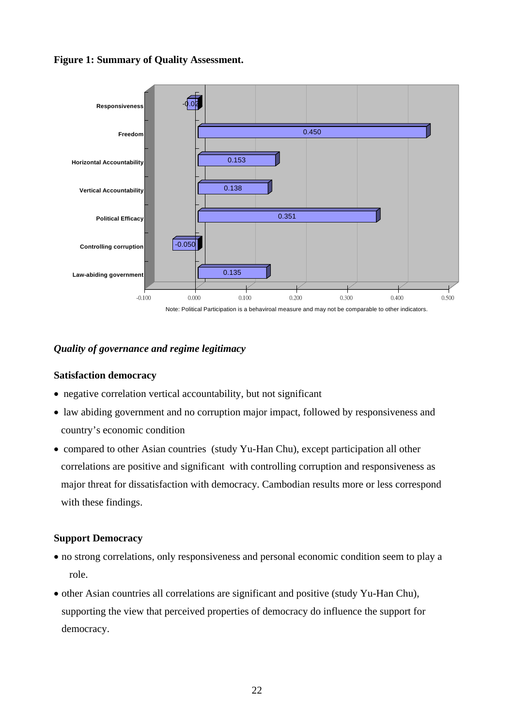**Figure 1: Summary of Quality Assessment.**

| Indicator | Value |
|---|---|
| Responsiveness | -0.02 |
| Freedom | 0.450 |
| Horizontal Accountability | 0.153 |
| Vertical Accountability | 0.138 |
| Political Efficacy | 0.351 |
| Controlling corruption | -0.050 |
| Law-abiding government | 0.135 |

Note: Political Participation is a behaviroal measure and may not be comparable to other indicators.

### *Quality of governance and regime legitimacy*

#### Satisfaction democracy

- negative correlation vertical accountability, but not significant
- law abiding government and no corruption major impact, followed by responsiveness and country's economic condition
- compared to other Asian countries (study Yu-Han Chu), except participation all other correlations are positive and significant with controlling corruption and responsiveness as major threat for dissatisfaction with democracy. Cambodian results more or less correspond with these findings.

#### Support Democracy

- no strong correlations, only responsiveness and personal economic condition seem to play a role.
- other Asian countries all correlations are significant and positive (study Yu-Han Chu), supporting the view that perceived properties of democracy do influence the support for democracy.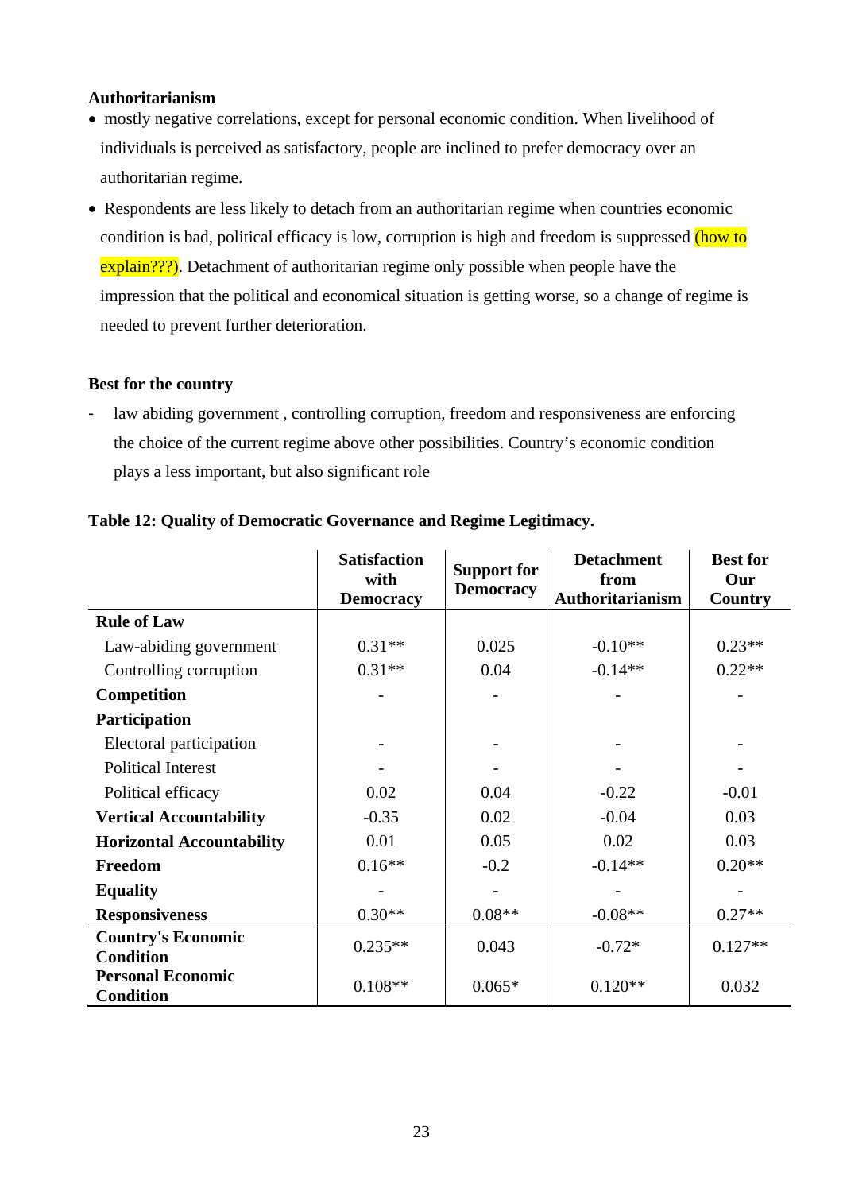**Authoritarianism**

- mostly negative correlations, except for personal economic condition. When livelihood of individuals is perceived as satisfactory, people are inclined to prefer democracy over an authoritarian regime.
- Respondents are less likely to detach from an authoritarian regime when countries economic condition is bad, political efficacy is low, corruption is high and freedom is suppressed (how to explain???). Detachment of authoritarian regime only possible when people have the impression that the political and economical situation is getting worse, so a change of regime is needed to prevent further deterioration.

**Best for the country**

- law abiding government , controlling corruption, freedom and responsiveness are enforcing the choice of the current regime above other possibilities. Country's economic condition plays a less important, but also significant role

**Table 12: Quality of Democratic Governance and Regime Legitimacy.**

| | Satisfaction with Democracy | Support for Democracy | Detachment from Authoritarianism | Best for Our Country |
|---|---|---|---|---|
| **Rule of Law** | | | | |
| Law-abiding government | 0.31** | 0.025 | -0.10** | 0.23** |
| Controlling corruption | 0.31** | 0.04 | -0.14** | 0.22** |
| **Competition** | - | - | - | - |
| **Participation** | | | | |
| Electoral participation | - | - | - | - |
| Political Interest | - | - | - | - |
| Political efficacy | 0.02 | 0.04 | -0.22 | -0.01 |
| **Vertical Accountability** | -0.35 | 0.02 | -0.04 | 0.03 |
| **Horizontal Accountability** | 0.01 | 0.05 | 0.02 | 0.03 |
| **Freedom** | 0.16** | -0.2 | -0.14** | 0.20** |
| **Equality** | - | - | - | - |
| **Responsiveness** | 0.30** | 0.08** | -0.08** | 0.27** |
| **Country's Economic Condition** | 0.235** | 0.043 | -0.72* | 0.127** |
| **Personal Economic Condition** | 0.108** | 0.065* | 0.120** | 0.032 |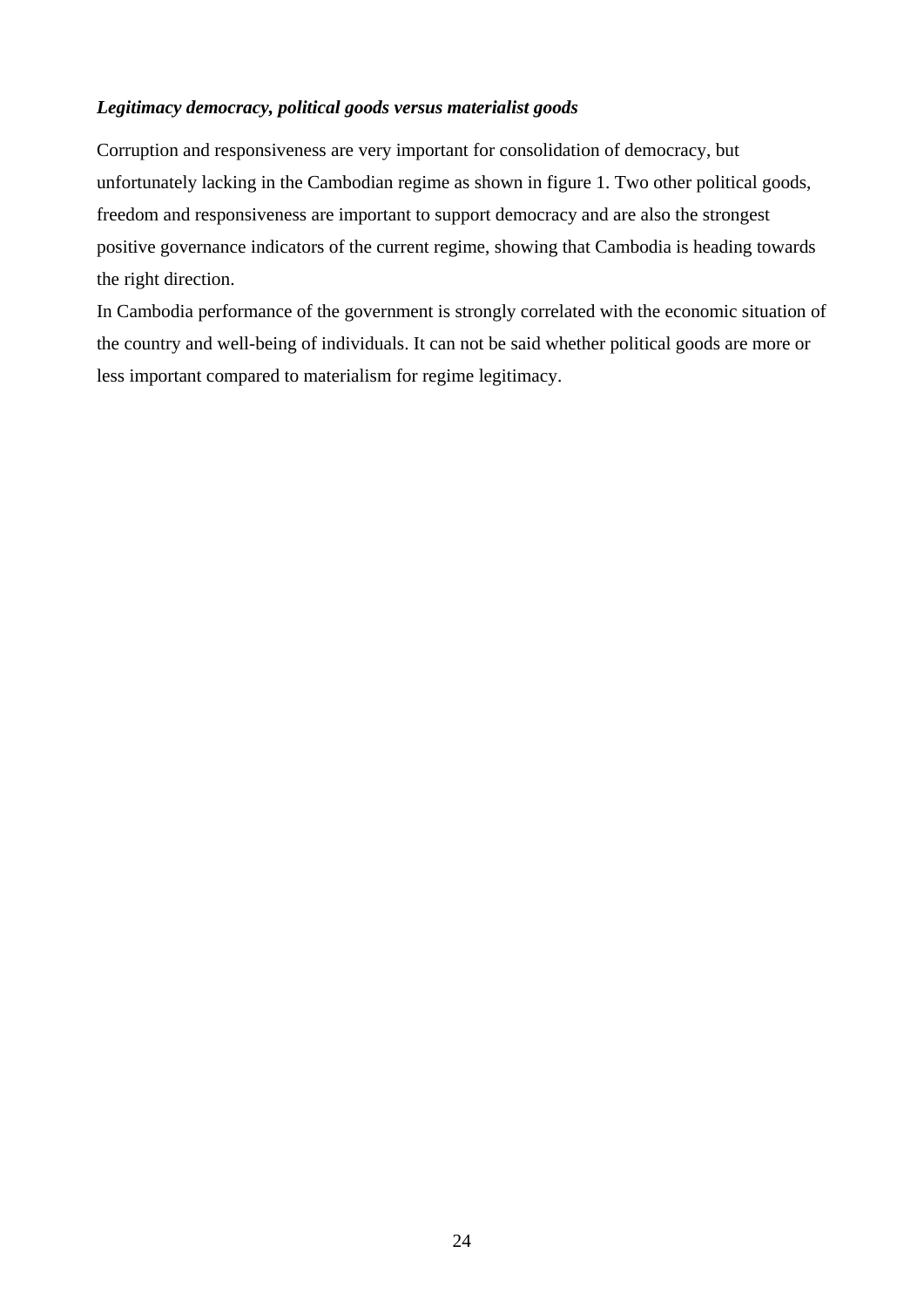***Legitimacy democracy, political goods versus materialist goods***

Corruption and responsiveness are very important for consolidation of democracy, but unfortunately lacking in the Cambodian regime as shown in figure 1. Two other political goods, freedom and responsiveness are important to support democracy and are also the strongest positive governance indicators of the current regime, showing that Cambodia is heading towards the right direction.

In Cambodia performance of the government is strongly correlated with the economic situation of the country and well-being of individuals. It can not be said whether political goods are more or less important compared to materialism for regime legitimacy.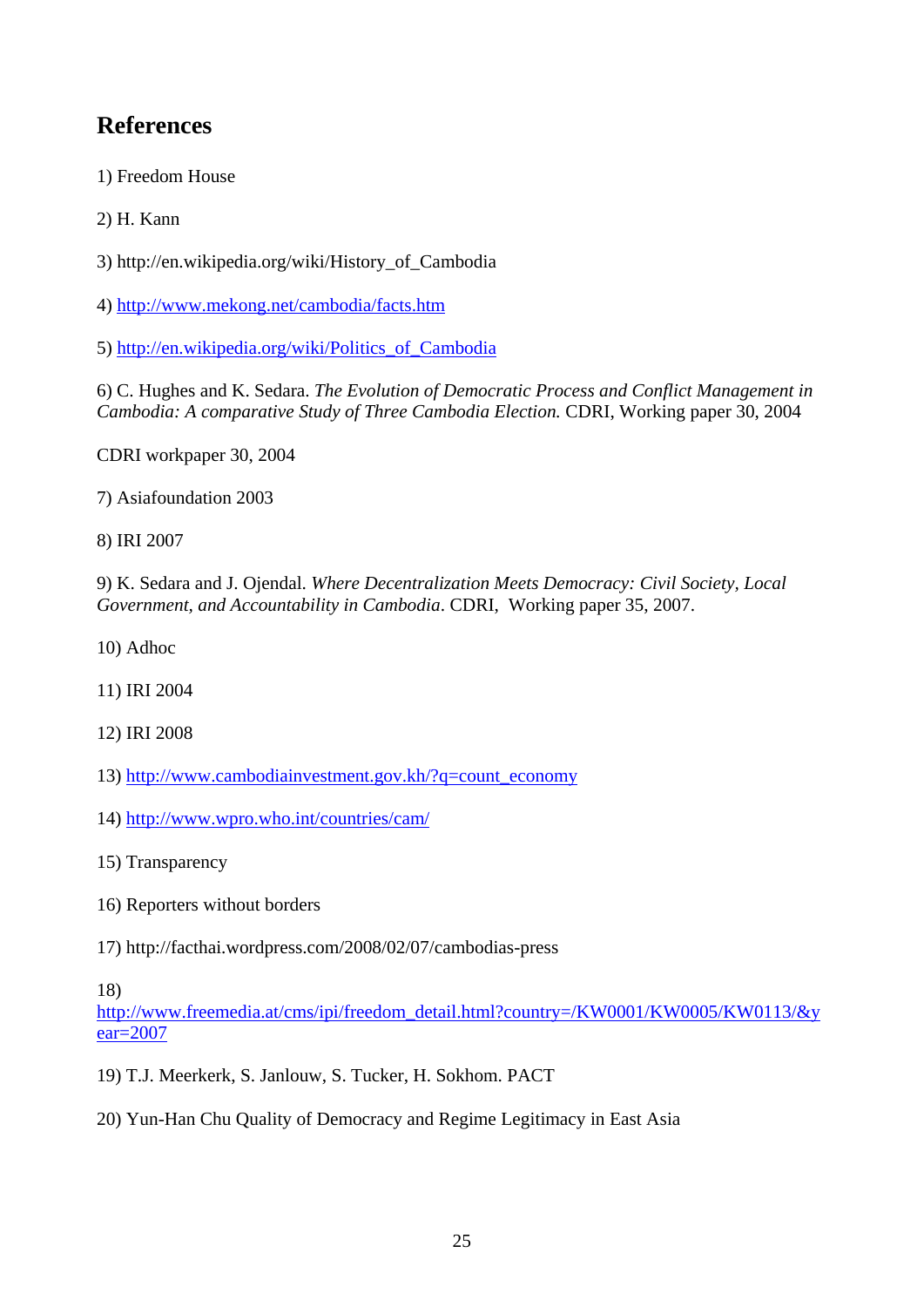## References

1) Freedom House

2) H. Kann

3) http://en.wikipedia.org/wiki/History_of_Cambodia

4) http://www.mekong.net/cambodia/facts.htm

5) http://en.wikipedia.org/wiki/Politics_of_Cambodia

6) C. Hughes and K. Sedara. *The Evolution of Democratic Process and Conflict Management in Cambodia: A comparative Study of Three Cambodia Election.* CDRI, Working paper 30, 2004

CDRI workpaper 30, 2004

7) Asiafoundation 2003

8) IRI 2007

9) K. Sedara and J. Ojendal. *Where Decentralization Meets Democracy: Civil Society, Local Government, and Accountability in Cambodia*. CDRI, Working paper 35, 2007.

10) Adhoc

11) IRI 2004

12) IRI 2008

13) http://www.cambodiainvestment.gov.kh/?q=count_economy

14) http://www.wpro.who.int/countries/cam/

15) Transparency

16) Reporters without borders

17) http://facthai.wordpress.com/2008/02/07/cambodias-press

18) http://www.freemedia.at/cms/ipi/freedom_detail.html?country=/KW0001/KW0005/KW0113/&year=2007

19) T.J. Meerkerk, S. Janlouw, S. Tucker, H. Sokhom. PACT

20) Yun-Han Chu Quality of Democracy and Regime Legitimacy in East Asia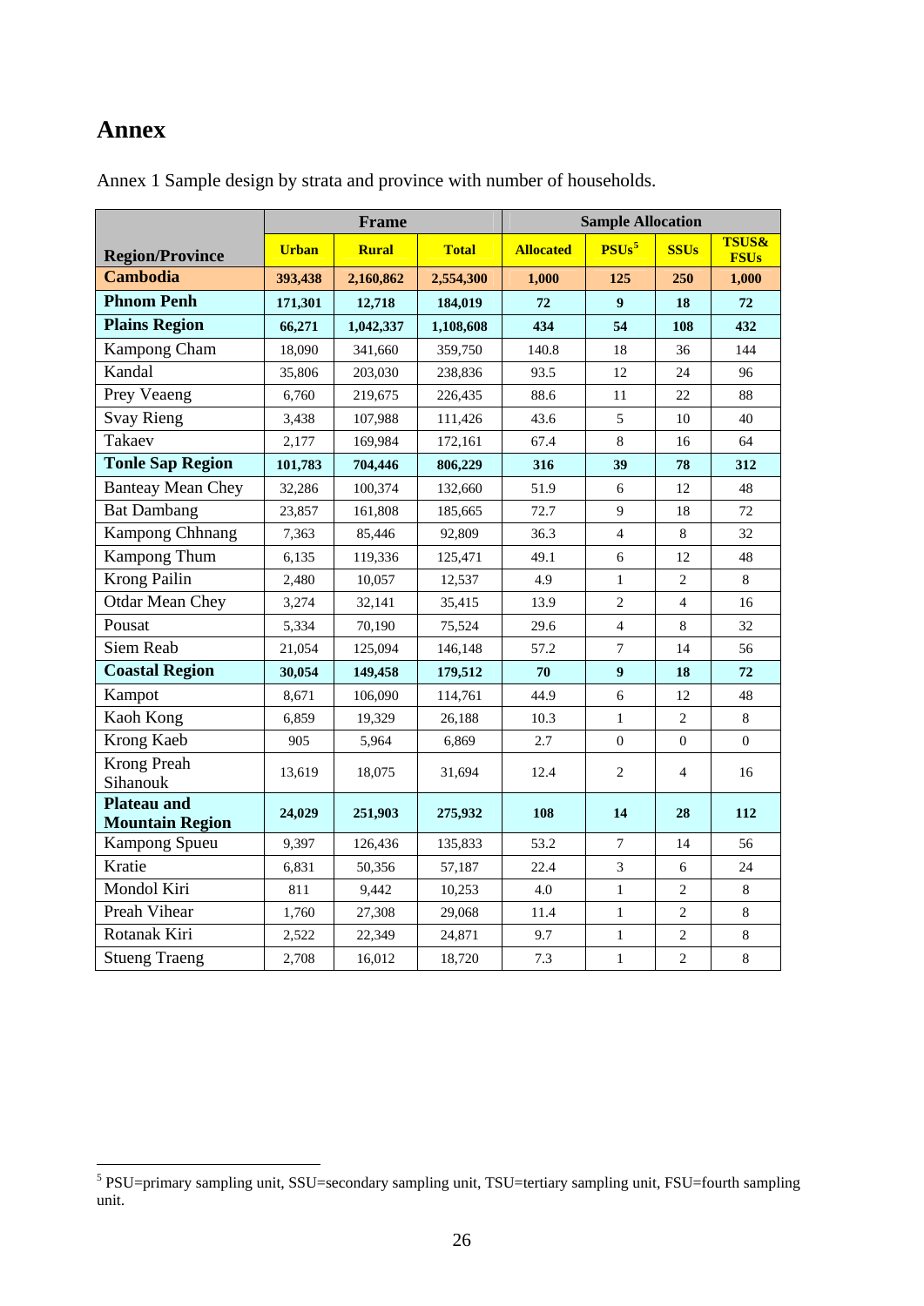# Annex

Annex 1 Sample design by strata and province with number of households.

| Region/Province | Frame | | | Sample Allocation | | | |
|---|---|---|---|---|---|---|---|
| | Urban | Rural | Total | Allocated | PSUs[5] | SSUs | TSUS& FSUs |
| **Cambodia** | **393,438** | **2,160,862** | **2,554,300** | **1,000** | **125** | **250** | **1,000** |
| **Phnom Penh** | **171,301** | **12,718** | **184,019** | **72** | **9** | **18** | **72** |
| **Plains Region** | **66,271** | **1,042,337** | **1,108,608** | **434** | **54** | **108** | **432** |
| Kampong Cham | 18,090 | 341,660 | 359,750 | 140.8 | 18 | 36 | 144 |
| Kandal | 35,806 | 203,030 | 238,836 | 93.5 | 12 | 24 | 96 |
| Prey Veaeng | 6,760 | 219,675 | 226,435 | 88.6 | 11 | 22 | 88 |
| Svay Rieng | 3,438 | 107,988 | 111,426 | 43.6 | 5 | 10 | 40 |
| Takaev | 2,177 | 169,984 | 172,161 | 67.4 | 8 | 16 | 64 |
| **Tonle Sap Region** | **101,783** | **704,446** | **806,229** | **316** | **39** | **78** | **312** |
| Banteay Mean Chey | 32,286 | 100,374 | 132,660 | 51.9 | 6 | 12 | 48 |
| Bat Dambang | 23,857 | 161,808 | 185,665 | 72.7 | 9 | 18 | 72 |
| Kampong Chhnang | 7,363 | 85,446 | 92,809 | 36.3 | 4 | 8 | 32 |
| Kampong Thum | 6,135 | 119,336 | 125,471 | 49.1 | 6 | 12 | 48 |
| Krong Pailin | 2,480 | 10,057 | 12,537 | 4.9 | 1 | 2 | 8 |
| Otdar Mean Chey | 3,274 | 32,141 | 35,415 | 13.9 | 2 | 4 | 16 |
| Pousat | 5,334 | 70,190 | 75,524 | 29.6 | 4 | 8 | 32 |
| Siem Reab | 21,054 | 125,094 | 146,148 | 57.2 | 7 | 14 | 56 |
| **Coastal Region** | **30,054** | **149,458** | **179,512** | **70** | **9** | **18** | **72** |
| Kampot | 8,671 | 106,090 | 114,761 | 44.9 | 6 | 12 | 48 |
| Kaoh Kong | 6,859 | 19,329 | 26,188 | 10.3 | 1 | 2 | 8 |
| Krong Kaeb | 905 | 5,964 | 6,869 | 2.7 | 0 | 0 | 0 |
| Krong Preah Sihanouk | 13,619 | 18,075 | 31,694 | 12.4 | 2 | 4 | 16 |
| **Plateau and Mountain Region** | **24,029** | **251,903** | **275,932** | **108** | **14** | **28** | **112** |
| Kampong Spueu | 9,397 | 126,436 | 135,833 | 53.2 | 7 | 14 | 56 |
| Kratie | 6,831 | 50,356 | 57,187 | 22.4 | 3 | 6 | 24 |
| Mondol Kiri | 811 | 9,442 | 10,253 | 4.0 | 1 | 2 | 8 |
| Preah Vihear | 1,760 | 27,308 | 29,068 | 11.4 | 1 | 2 | 8 |
| Rotanak Kiri | 2,522 | 22,349 | 24,871 | 9.7 | 1 | 2 | 8 |
| Stueng Traeng | 2,708 | 16,012 | 18,720 | 7.3 | 1 | 2 | 8 |

[5] PSU=primary sampling unit, SSU=secondary sampling unit, TSU=tertiary sampling unit, FSU=fourth sampling unit.